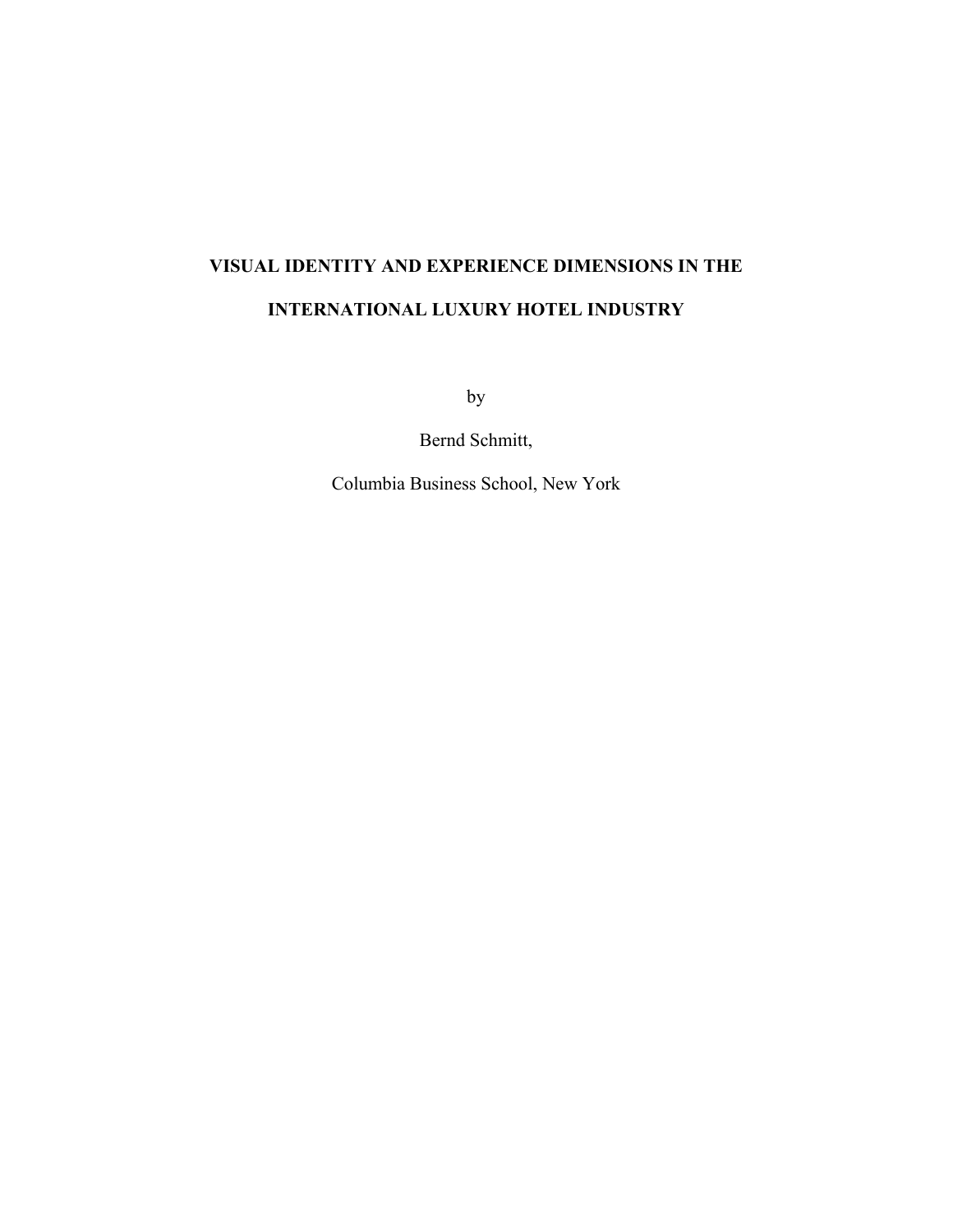# VISUAL IDENTITY AND EXPERIENCE DIMENSIONS IN THE INTERNATIONAL LUXURY HOTEL INDUSTRY

by

Bernd Schmitt,

Columbia Business School, New York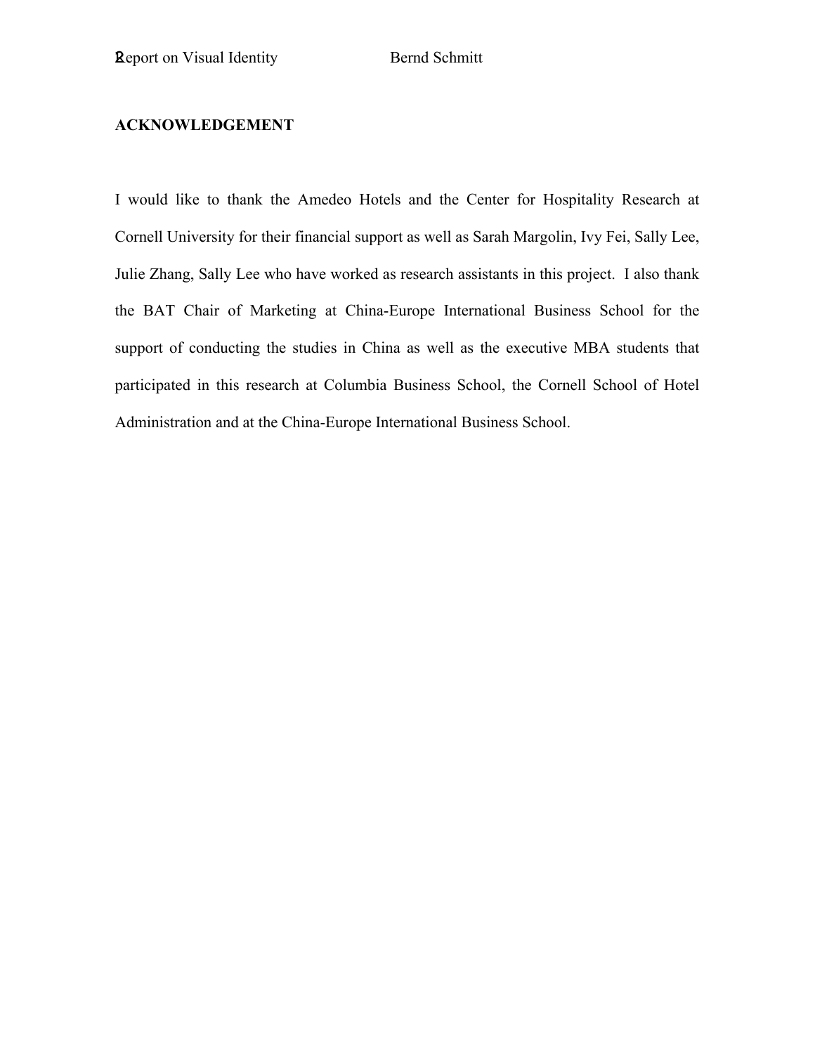## ACKNOWLEDGEMENT

I would like to thank the Amedeo Hotels and the Center for Hospitality Research at Cornell University for their financial support as well as Sarah Margolin, Ivy Fei, Sally Lee, Julie Zhang, Sally Lee who have worked as research assistants in this project. I also thank the BAT Chair of Marketing at China-Europe International Business School for the support of conducting the studies in China as well as the executive MBA students that participated in this research at Columbia Business School, the Cornell School of Hotel Administration and at the China-Europe International Business School.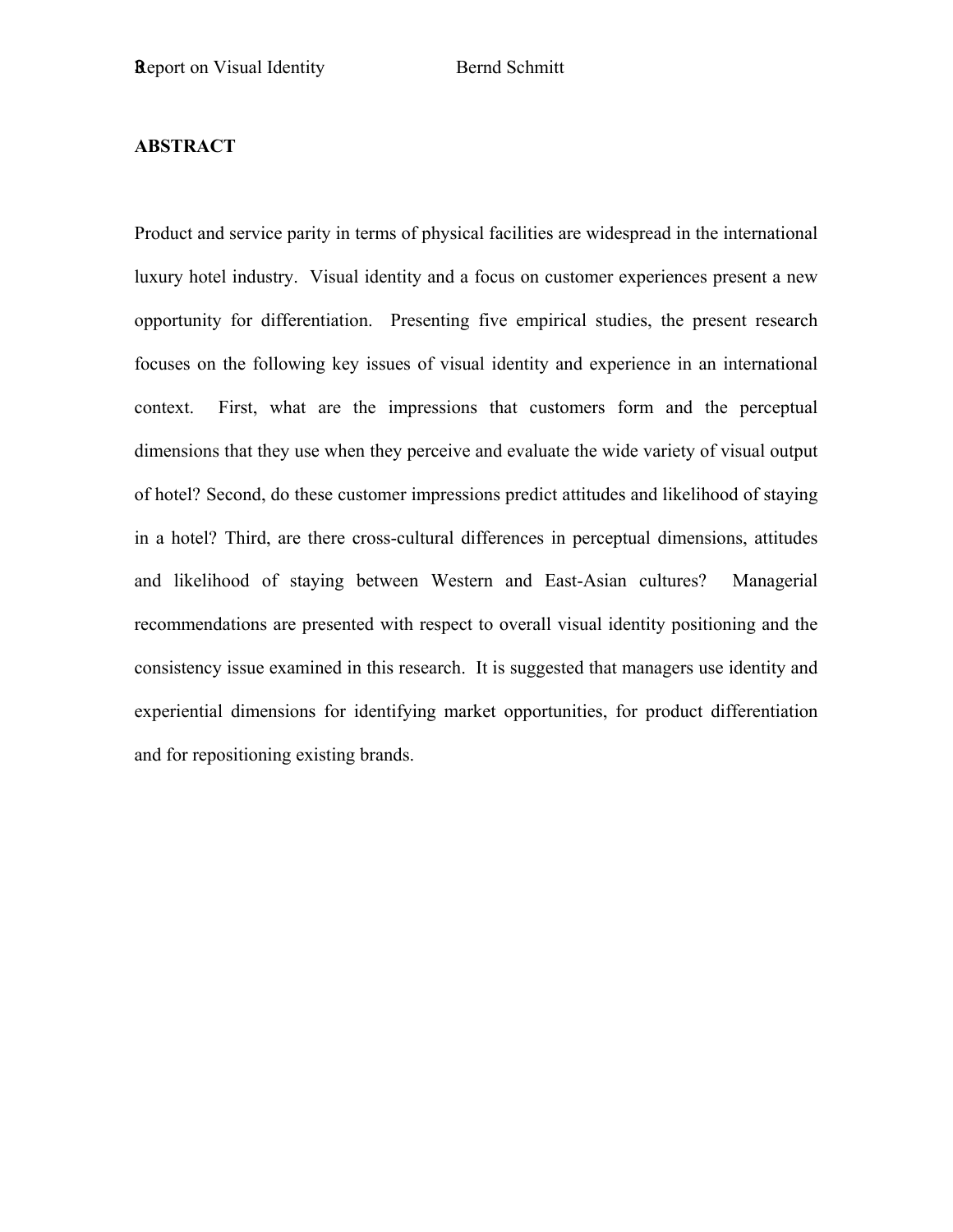**ABSTRACT**

Product and service parity in terms of physical facilities are widespread in the international luxury hotel industry. Visual identity and a focus on customer experiences present a new opportunity for differentiation. Presenting five empirical studies, the present research focuses on the following key issues of visual identity and experience in an international context. First, what are the impressions that customers form and the perceptual dimensions that they use when they perceive and evaluate the wide variety of visual output of hotel? Second, do these customer impressions predict attitudes and likelihood of staying in a hotel? Third, are there cross-cultural differences in perceptual dimensions, attitudes and likelihood of staying between Western and East-Asian cultures? Managerial recommendations are presented with respect to overall visual identity positioning and the consistency issue examined in this research. It is suggested that managers use identity and experiential dimensions for identifying market opportunities, for product differentiation and for repositioning existing brands.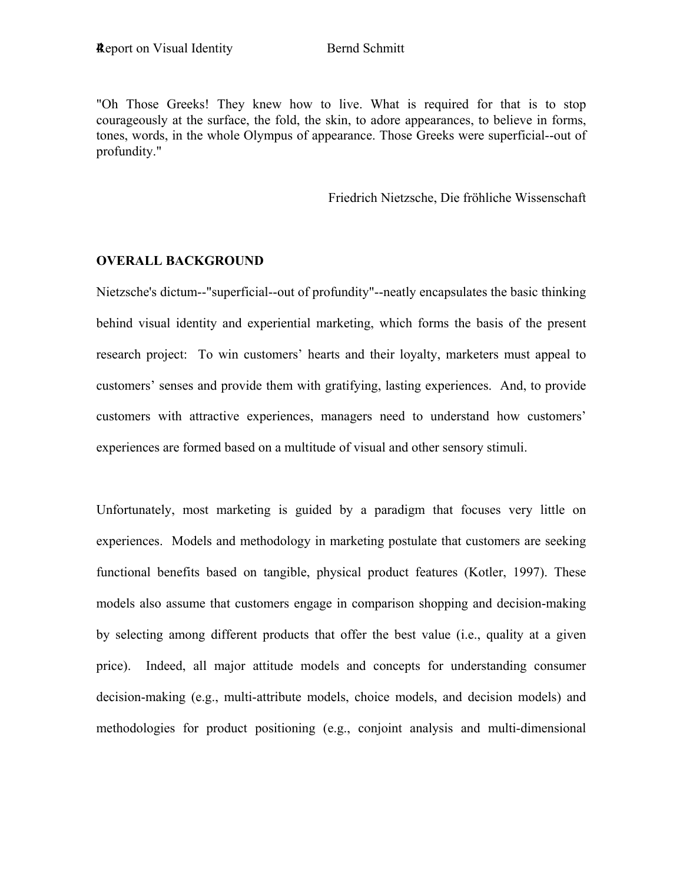"Oh Those Greeks! They knew how to live. What is required for that is to stop courageously at the surface, the fold, the skin, to adore appearances, to believe in forms, tones, words, in the whole Olympus of appearance. Those Greeks were superficial--out of profundity."

Friedrich Nietzsche, Die fröhliche Wissenschaft

**OVERALL BACKGROUND**

Nietzsche's dictum--"superficial--out of profundity"--neatly encapsulates the basic thinking behind visual identity and experiential marketing, which forms the basis of the present research project: To win customers' hearts and their loyalty, marketers must appeal to customers' senses and provide them with gratifying, lasting experiences. And, to provide customers with attractive experiences, managers need to understand how customers' experiences are formed based on a multitude of visual and other sensory stimuli.

Unfortunately, most marketing is guided by a paradigm that focuses very little on experiences. Models and methodology in marketing postulate that customers are seeking functional benefits based on tangible, physical product features (Kotler, 1997). These models also assume that customers engage in comparison shopping and decision-making by selecting among different products that offer the best value (i.e., quality at a given price). Indeed, all major attitude models and concepts for understanding consumer decision-making (e.g., multi-attribute models, choice models, and decision models) and methodologies for product positioning (e.g., conjoint analysis and multi-dimensional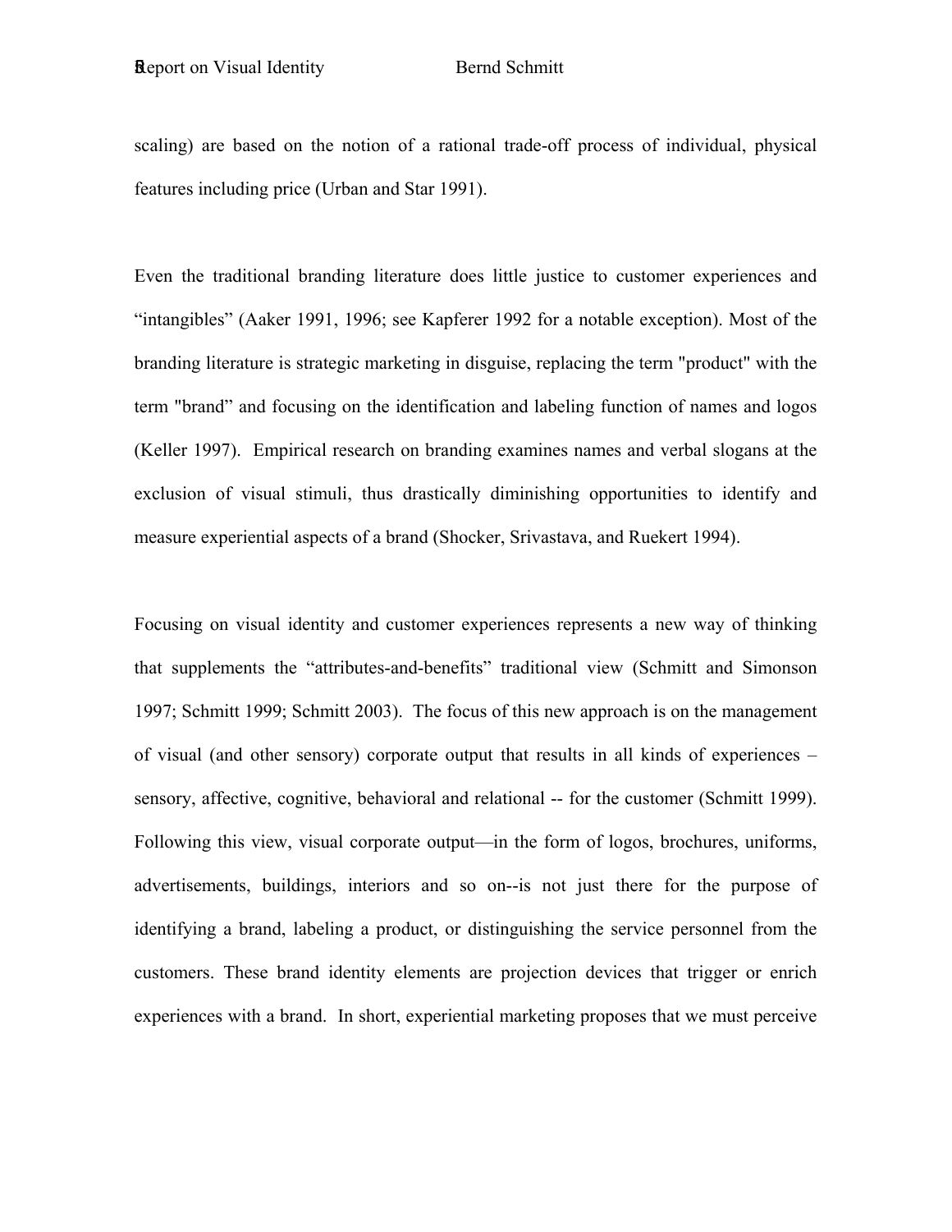scaling) are based on the notion of a rational trade-off process of individual, physical features including price (Urban and Star 1991).

Even the traditional branding literature does little justice to customer experiences and "intangibles" (Aaker 1991, 1996; see Kapferer 1992 for a notable exception). Most of the branding literature is strategic marketing in disguise, replacing the term "product" with the term "brand" and focusing on the identification and labeling function of names and logos (Keller 1997). Empirical research on branding examines names and verbal slogans at the exclusion of visual stimuli, thus drastically diminishing opportunities to identify and measure experiential aspects of a brand (Shocker, Srivastava, and Ruekert 1994).

Focusing on visual identity and customer experiences represents a new way of thinking that supplements the "attributes-and-benefits" traditional view (Schmitt and Simonson 1997; Schmitt 1999; Schmitt 2003). The focus of this new approach is on the management of visual (and other sensory) corporate output that results in all kinds of experiences – sensory, affective, cognitive, behavioral and relational -- for the customer (Schmitt 1999). Following this view, visual corporate output—in the form of logos, brochures, uniforms, advertisements, buildings, interiors and so on--is not just there for the purpose of identifying a brand, labeling a product, or distinguishing the service personnel from the customers. These brand identity elements are projection devices that trigger or enrich experiences with a brand. In short, experiential marketing proposes that we must perceive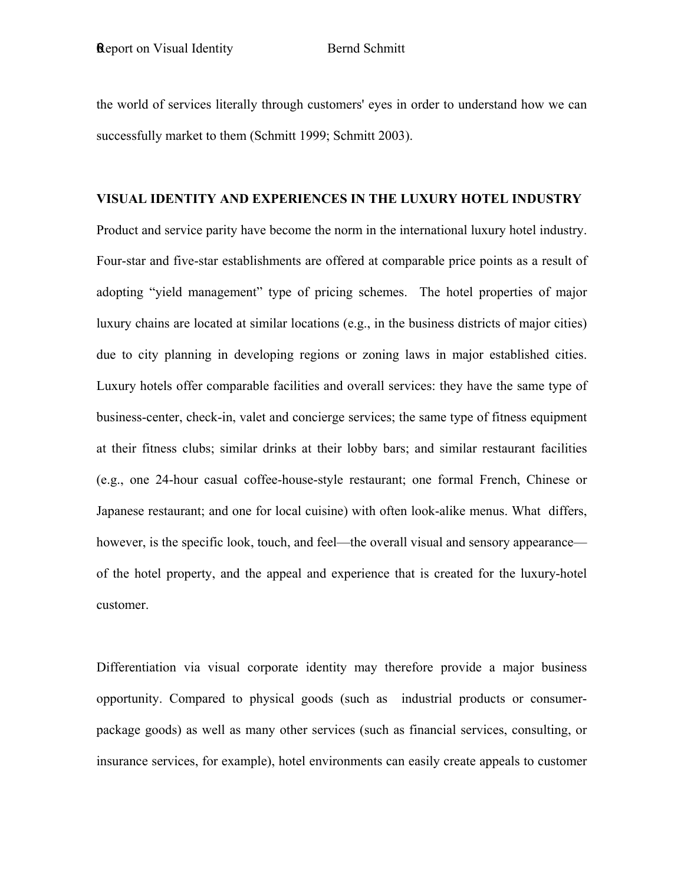the world of services literally through customers' eyes in order to understand how we can successfully market to them (Schmitt 1999; Schmitt 2003).

## VISUAL IDENTITY AND EXPERIENCES IN THE LUXURY HOTEL INDUSTRY

Product and service parity have become the norm in the international luxury hotel industry. Four-star and five-star establishments are offered at comparable price points as a result of adopting "yield management" type of pricing schemes. The hotel properties of major luxury chains are located at similar locations (e.g., in the business districts of major cities) due to city planning in developing regions or zoning laws in major established cities. Luxury hotels offer comparable facilities and overall services: they have the same type of business-center, check-in, valet and concierge services; the same type of fitness equipment at their fitness clubs; similar drinks at their lobby bars; and similar restaurant facilities (e.g., one 24-hour casual coffee-house-style restaurant; one formal French, Chinese or Japanese restaurant; and one for local cuisine) with often look-alike menus. What differs, however, is the specific look, touch, and feel—the overall visual and sensory appearance—of the hotel property, and the appeal and experience that is created for the luxury-hotel customer.

Differentiation via visual corporate identity may therefore provide a major business opportunity. Compared to physical goods (such as industrial products or consumer-package goods) as well as many other services (such as financial services, consulting, or insurance services, for example), hotel environments can easily create appeals to customer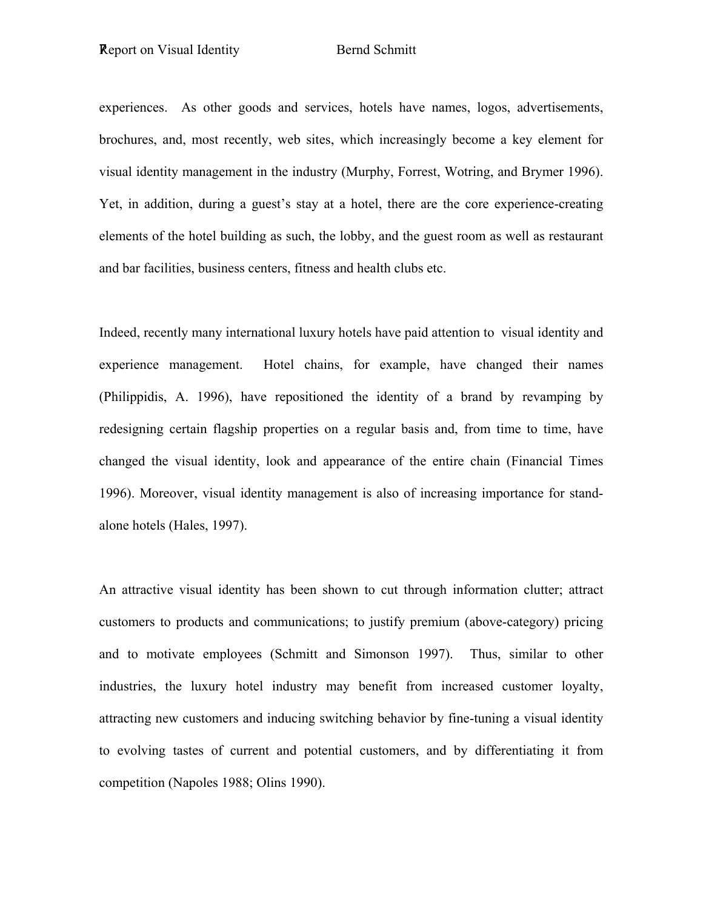experiences. As other goods and services, hotels have names, logos, advertisements, brochures, and, most recently, web sites, which increasingly become a key element for visual identity management in the industry (Murphy, Forrest, Wotring, and Brymer 1996). Yet, in addition, during a guest's stay at a hotel, there are the core experience-creating elements of the hotel building as such, the lobby, and the guest room as well as restaurant and bar facilities, business centers, fitness and health clubs etc.

Indeed, recently many international luxury hotels have paid attention to visual identity and experience management. Hotel chains, for example, have changed their names (Philippidis, A. 1996), have repositioned the identity of a brand by revamping by redesigning certain flagship properties on a regular basis and, from time to time, have changed the visual identity, look and appearance of the entire chain (Financial Times 1996). Moreover, visual identity management is also of increasing importance for stand-alone hotels (Hales, 1997).

An attractive visual identity has been shown to cut through information clutter; attract customers to products and communications; to justify premium (above-category) pricing and to motivate employees (Schmitt and Simonson 1997). Thus, similar to other industries, the luxury hotel industry may benefit from increased customer loyalty, attracting new customers and inducing switching behavior by fine-tuning a visual identity to evolving tastes of current and potential customers, and by differentiating it from competition (Napoles 1988; Olins 1990).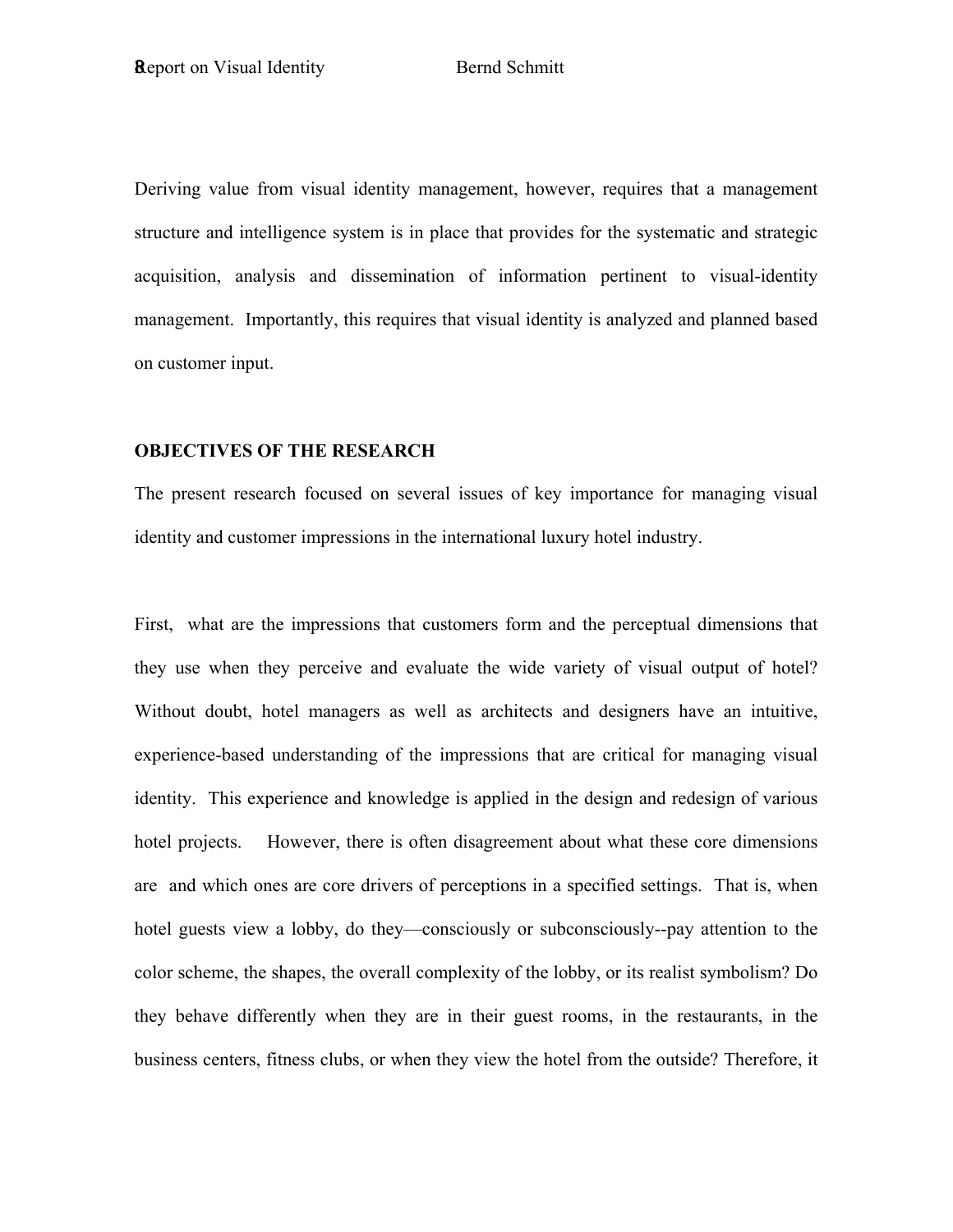Deriving value from visual identity management, however, requires that a management structure and intelligence system is in place that provides for the systematic and strategic acquisition, analysis and dissemination of information pertinent to visual-identity management. Importantly, this requires that visual identity is analyzed and planned based on customer input.

## OBJECTIVES OF THE RESEARCH

The present research focused on several issues of key importance for managing visual identity and customer impressions in the international luxury hotel industry.

First, what are the impressions that customers form and the perceptual dimensions that they use when they perceive and evaluate the wide variety of visual output of hotel? Without doubt, hotel managers as well as architects and designers have an intuitive, experience-based understanding of the impressions that are critical for managing visual identity. This experience and knowledge is applied in the design and redesign of various hotel projects. However, there is often disagreement about what these core dimensions are and which ones are core drivers of perceptions in a specified settings. That is, when hotel guests view a lobby, do they—consciously or subconsciously--pay attention to the color scheme, the shapes, the overall complexity of the lobby, or its realist symbolism? Do they behave differently when they are in their guest rooms, in the restaurants, in the business centers, fitness clubs, or when they view the hotel from the outside? Therefore, it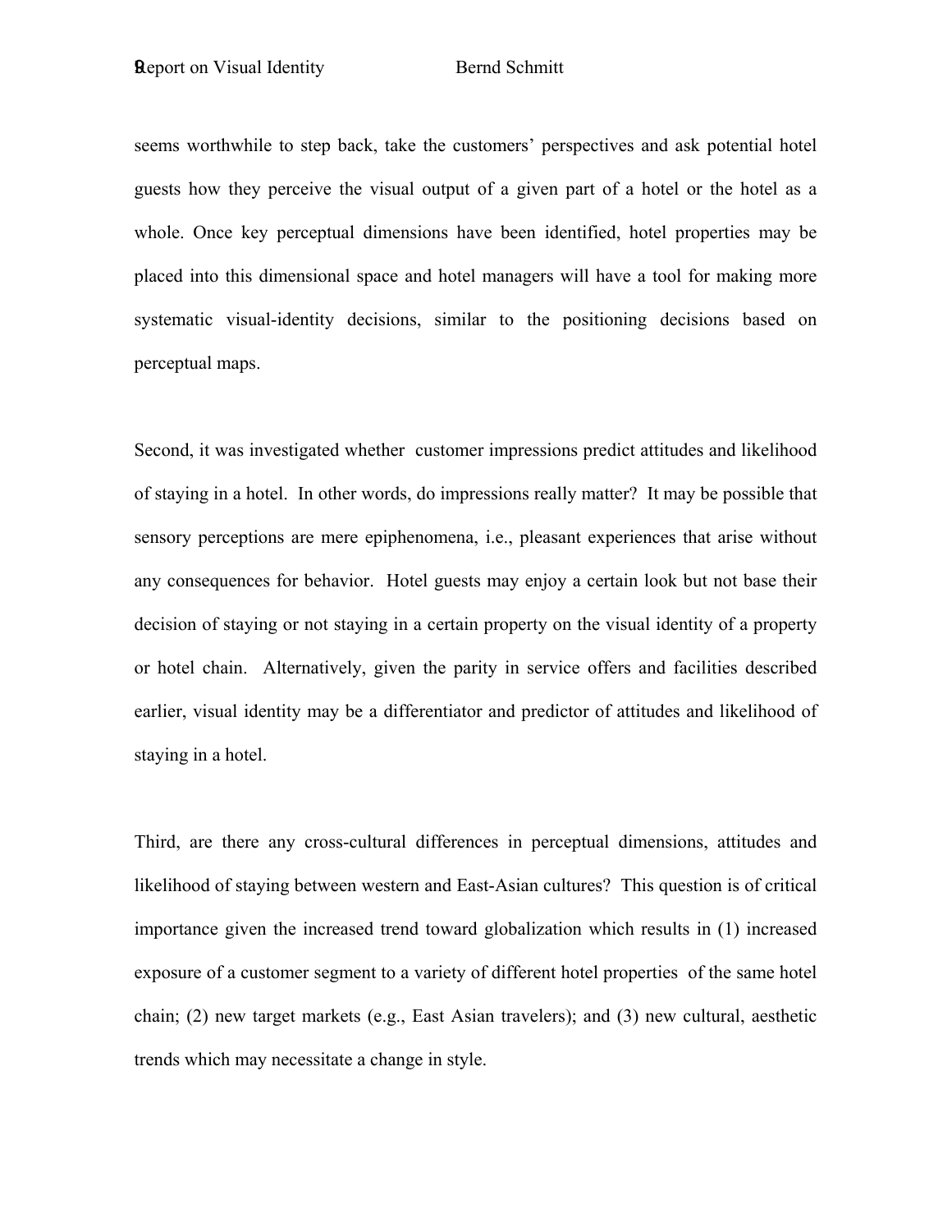seems worthwhile to step back, take the customers' perspectives and ask potential hotel guests how they perceive the visual output of a given part of a hotel or the hotel as a whole. Once key perceptual dimensions have been identified, hotel properties may be placed into this dimensional space and hotel managers will have a tool for making more systematic visual-identity decisions, similar to the positioning decisions based on perceptual maps.

Second, it was investigated whether customer impressions predict attitudes and likelihood of staying in a hotel. In other words, do impressions really matter? It may be possible that sensory perceptions are mere epiphenomena, i.e., pleasant experiences that arise without any consequences for behavior. Hotel guests may enjoy a certain look but not base their decision of staying or not staying in a certain property on the visual identity of a property or hotel chain. Alternatively, given the parity in service offers and facilities described earlier, visual identity may be a differentiator and predictor of attitudes and likelihood of staying in a hotel.

Third, are there any cross-cultural differences in perceptual dimensions, attitudes and likelihood of staying between western and East-Asian cultures? This question is of critical importance given the increased trend toward globalization which results in (1) increased exposure of a customer segment to a variety of different hotel properties of the same hotel chain; (2) new target markets (e.g., East Asian travelers); and (3) new cultural, aesthetic trends which may necessitate a change in style.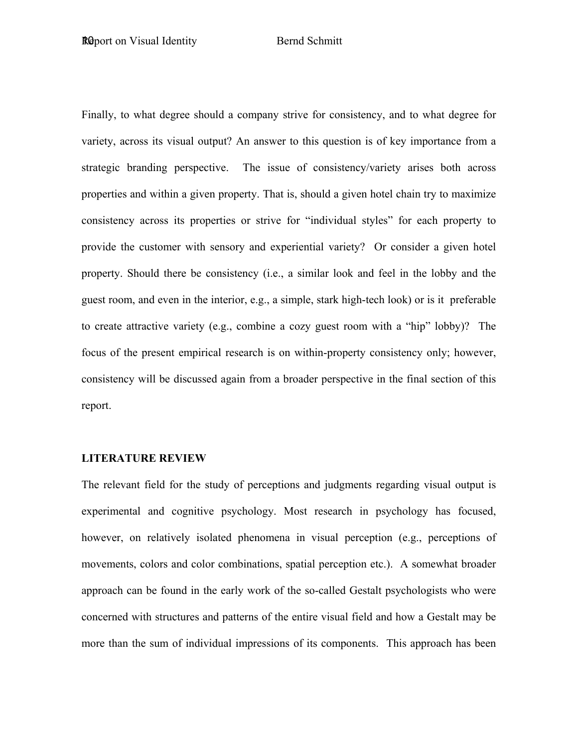Finally, to what degree should a company strive for consistency, and to what degree for variety, across its visual output? An answer to this question is of key importance from a strategic branding perspective. The issue of consistency/variety arises both across properties and within a given property. That is, should a given hotel chain try to maximize consistency across its properties or strive for "individual styles" for each property to provide the customer with sensory and experiential variety? Or consider a given hotel property. Should there be consistency (i.e., a similar look and feel in the lobby and the guest room, and even in the interior, e.g., a simple, stark high-tech look) or is it preferable to create attractive variety (e.g., combine a cozy guest room with a "hip" lobby)? The focus of the present empirical research is on within-property consistency only; however, consistency will be discussed again from a broader perspective in the final section of this report.

**LITERATURE REVIEW**

The relevant field for the study of perceptions and judgments regarding visual output is experimental and cognitive psychology. Most research in psychology has focused, however, on relatively isolated phenomena in visual perception (e.g., perceptions of movements, colors and color combinations, spatial perception etc.). A somewhat broader approach can be found in the early work of the so-called Gestalt psychologists who were concerned with structures and patterns of the entire visual field and how a Gestalt may be more than the sum of individual impressions of its components. This approach has been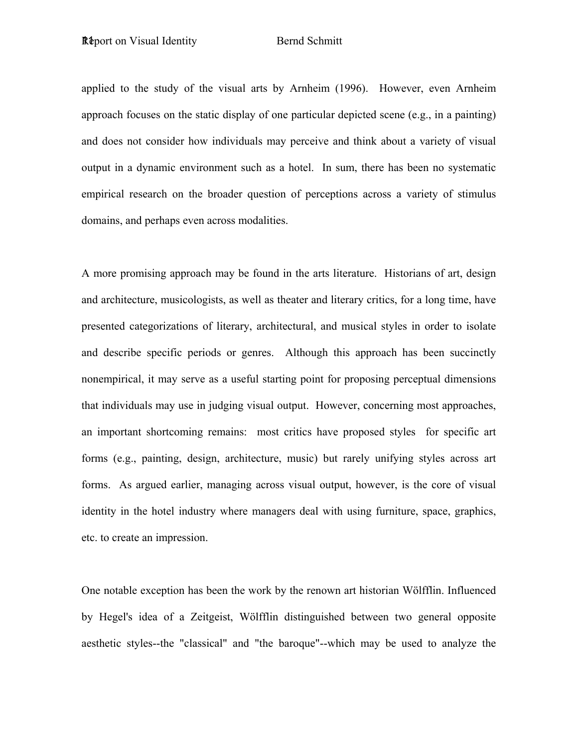applied to the study of the visual arts by Arnheim (1996). However, even Arnheim approach focuses on the static display of one particular depicted scene (e.g., in a painting) and does not consider how individuals may perceive and think about a variety of visual output in a dynamic environment such as a hotel. In sum, there has been no systematic empirical research on the broader question of perceptions across a variety of stimulus domains, and perhaps even across modalities.

A more promising approach may be found in the arts literature. Historians of art, design and architecture, musicologists, as well as theater and literary critics, for a long time, have presented categorizations of literary, architectural, and musical styles in order to isolate and describe specific periods or genres. Although this approach has been succinctly nonempirical, it may serve as a useful starting point for proposing perceptual dimensions that individuals may use in judging visual output. However, concerning most approaches, an important shortcoming remains: most critics have proposed styles for specific art forms (e.g., painting, design, architecture, music) but rarely unifying styles across art forms. As argued earlier, managing across visual output, however, is the core of visual identity in the hotel industry where managers deal with using furniture, space, graphics, etc. to create an impression.

One notable exception has been the work by the renown art historian Wölfflin. Influenced by Hegel's idea of a Zeitgeist, Wölfflin distinguished between two general opposite aesthetic styles--the "classical" and "the baroque"--which may be used to analyze the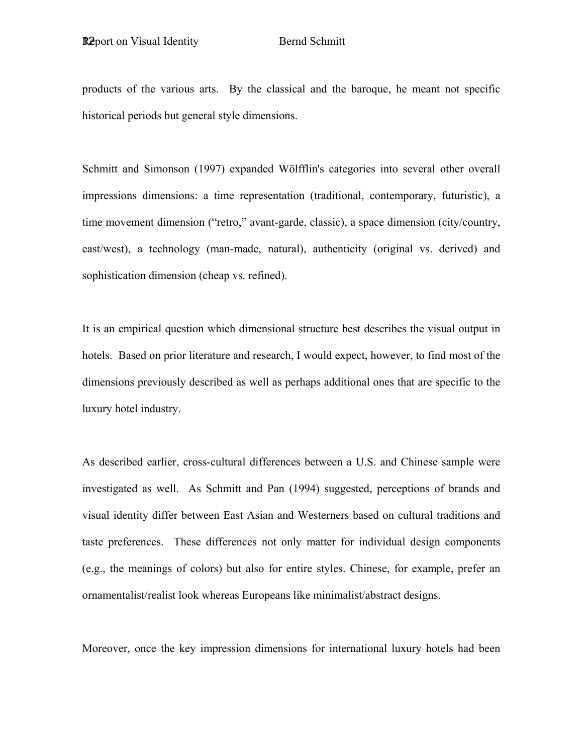products of the various arts. By the classical and the baroque, he meant not specific historical periods but general style dimensions.

Schmitt and Simonson (1997) expanded Wölfflin's categories into several other overall impressions dimensions: a time representation (traditional, contemporary, futuristic), a time movement dimension ("retro," avant-garde, classic), a space dimension (city/country, east/west), a technology (man-made, natural), authenticity (original vs. derived) and sophistication dimension (cheap vs. refined).

It is an empirical question which dimensional structure best describes the visual output in hotels. Based on prior literature and research, I would expect, however, to find most of the dimensions previously described as well as perhaps additional ones that are specific to the luxury hotel industry.

As described earlier, cross-cultural differences between a U.S. and Chinese sample were investigated as well. As Schmitt and Pan (1994) suggested, perceptions of brands and visual identity differ between East Asian and Westerners based on cultural traditions and taste preferences. These differences not only matter for individual design components (e.g., the meanings of colors) but also for entire styles. Chinese, for example, prefer an ornamentalist/realist look whereas Europeans like minimalist/abstract designs.

Moreover, once the key impression dimensions for international luxury hotels had been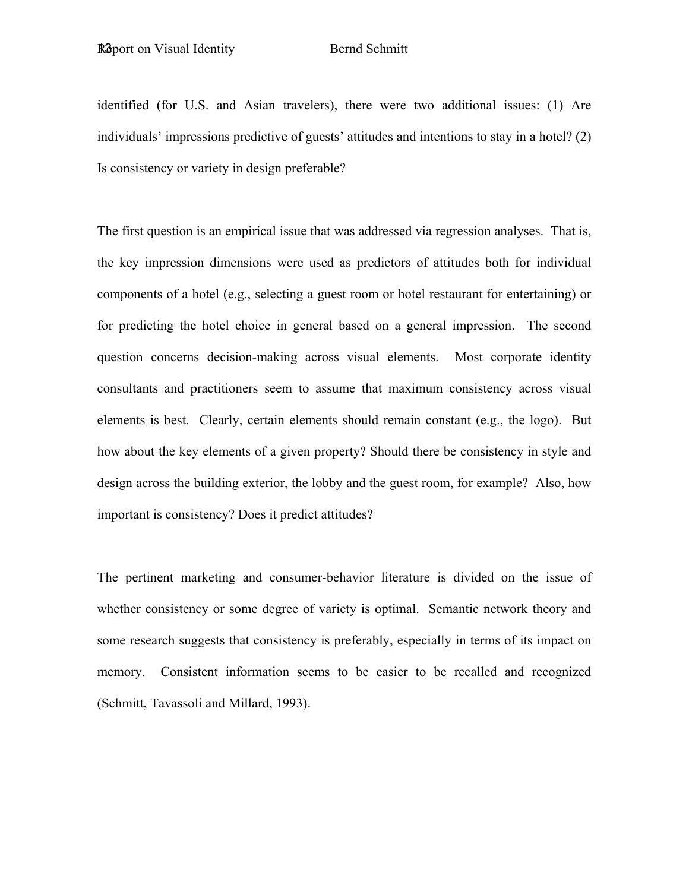identified (for U.S. and Asian travelers), there were two additional issues: (1) Are individuals' impressions predictive of guests' attitudes and intentions to stay in a hotel? (2) Is consistency or variety in design preferable?

The first question is an empirical issue that was addressed via regression analyses. That is, the key impression dimensions were used as predictors of attitudes both for individual components of a hotel (e.g., selecting a guest room or hotel restaurant for entertaining) or for predicting the hotel choice in general based on a general impression. The second question concerns decision-making across visual elements. Most corporate identity consultants and practitioners seem to assume that maximum consistency across visual elements is best. Clearly, certain elements should remain constant (e.g., the logo). But how about the key elements of a given property? Should there be consistency in style and design across the building exterior, the lobby and the guest room, for example? Also, how important is consistency? Does it predict attitudes?

The pertinent marketing and consumer-behavior literature is divided on the issue of whether consistency or some degree of variety is optimal. Semantic network theory and some research suggests that consistency is preferably, especially in terms of its impact on memory. Consistent information seems to be easier to be recalled and recognized (Schmitt, Tavassoli and Millard, 1993).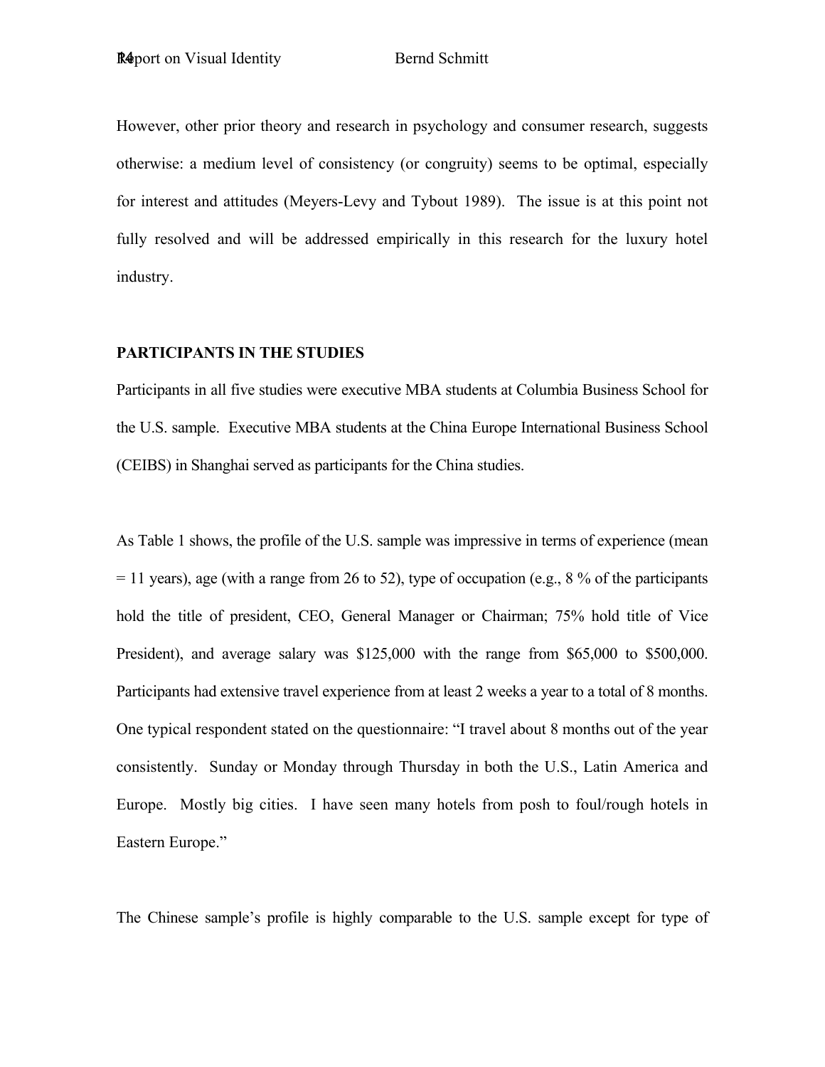However, other prior theory and research in psychology and consumer research, suggests otherwise: a medium level of consistency (or congruity) seems to be optimal, especially for interest and attitudes (Meyers-Levy and Tybout 1989). The issue is at this point not fully resolved and will be addressed empirically in this research for the luxury hotel industry.

**PARTICIPANTS IN THE STUDIES**

Participants in all five studies were executive MBA students at Columbia Business School for the U.S. sample. Executive MBA students at the China Europe International Business School (CEIBS) in Shanghai served as participants for the China studies.

As Table 1 shows, the profile of the U.S. sample was impressive in terms of experience (mean = 11 years), age (with a range from 26 to 52), type of occupation (e.g., 8 % of the participants hold the title of president, CEO, General Manager or Chairman; 75% hold title of Vice President), and average salary was $125,000 with the range from $65,000 to $500,000. Participants had extensive travel experience from at least 2 weeks a year to a total of 8 months. One typical respondent stated on the questionnaire: "I travel about 8 months out of the year consistently. Sunday or Monday through Thursday in both the U.S., Latin America and Europe. Mostly big cities. I have seen many hotels from posh to foul/rough hotels in Eastern Europe."

The Chinese sample's profile is highly comparable to the U.S. sample except for type of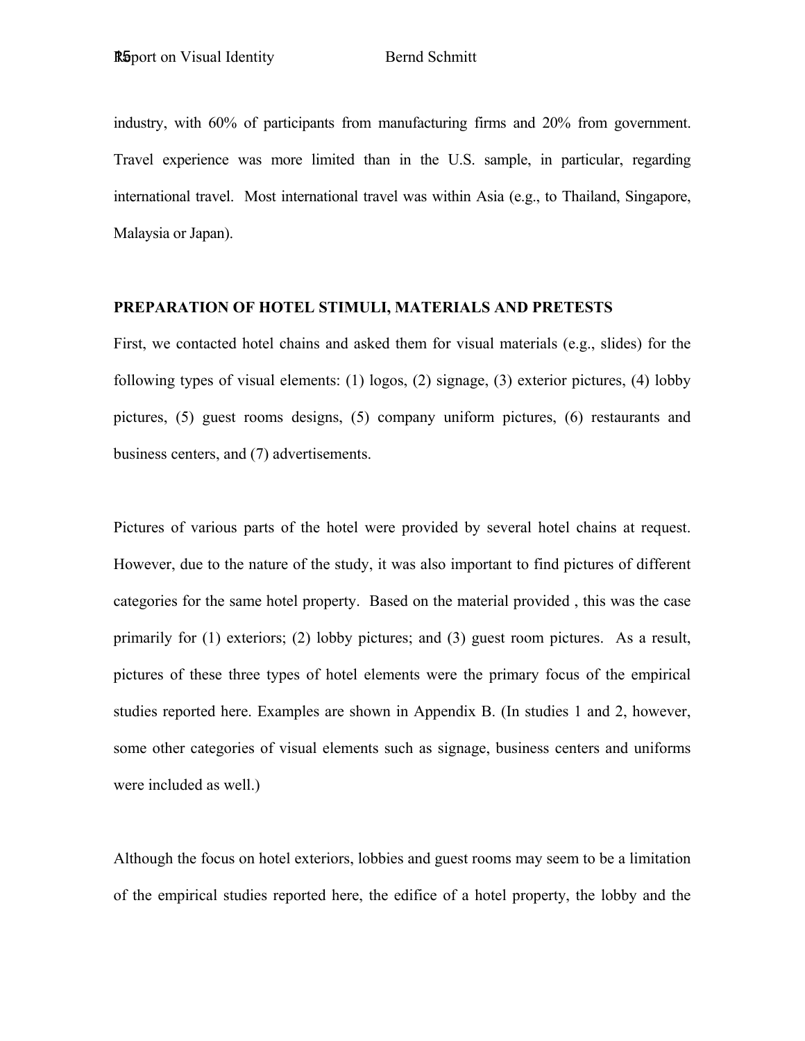industry, with 60% of participants from manufacturing firms and 20% from government. Travel experience was more limited than in the U.S. sample, in particular, regarding international travel. Most international travel was within Asia (e.g., to Thailand, Singapore, Malaysia or Japan).

## PREPARATION OF HOTEL STIMULI, MATERIALS AND PRETESTS

First, we contacted hotel chains and asked them for visual materials (e.g., slides) for the following types of visual elements: (1) logos, (2) signage, (3) exterior pictures, (4) lobby pictures, (5) guest rooms designs, (5) company uniform pictures, (6) restaurants and business centers, and (7) advertisements.

Pictures of various parts of the hotel were provided by several hotel chains at request. However, due to the nature of the study, it was also important to find pictures of different categories for the same hotel property. Based on the material provided , this was the case primarily for (1) exteriors; (2) lobby pictures; and (3) guest room pictures. As a result, pictures of these three types of hotel elements were the primary focus of the empirical studies reported here. Examples are shown in Appendix B. (In studies 1 and 2, however, some other categories of visual elements such as signage, business centers and uniforms were included as well.)

Although the focus on hotel exteriors, lobbies and guest rooms may seem to be a limitation of the empirical studies reported here, the edifice of a hotel property, the lobby and the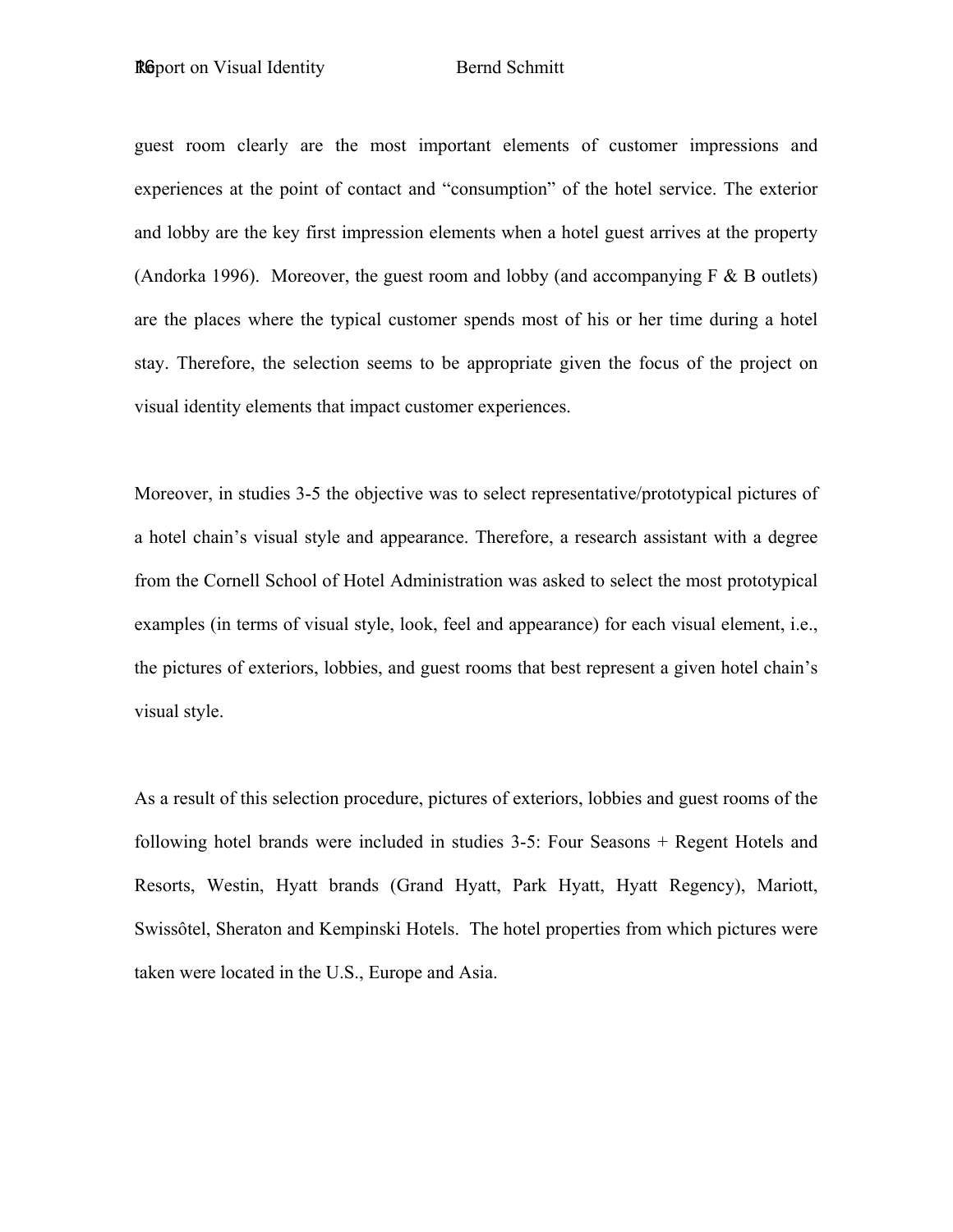guest room clearly are the most important elements of customer impressions and experiences at the point of contact and "consumption" of the hotel service. The exterior and lobby are the key first impression elements when a hotel guest arrives at the property (Andorka 1996). Moreover, the guest room and lobby (and accompanying F & B outlets) are the places where the typical customer spends most of his or her time during a hotel stay. Therefore, the selection seems to be appropriate given the focus of the project on visual identity elements that impact customer experiences.

Moreover, in studies 3-5 the objective was to select representative/prototypical pictures of a hotel chain's visual style and appearance. Therefore, a research assistant with a degree from the Cornell School of Hotel Administration was asked to select the most prototypical examples (in terms of visual style, look, feel and appearance) for each visual element, i.e., the pictures of exteriors, lobbies, and guest rooms that best represent a given hotel chain's visual style.

As a result of this selection procedure, pictures of exteriors, lobbies and guest rooms of the following hotel brands were included in studies 3-5: Four Seasons + Regent Hotels and Resorts, Westin, Hyatt brands (Grand Hyatt, Park Hyatt, Hyatt Regency), Mariott, Swissôtel, Sheraton and Kempinski Hotels. The hotel properties from which pictures were taken were located in the U.S., Europe and Asia.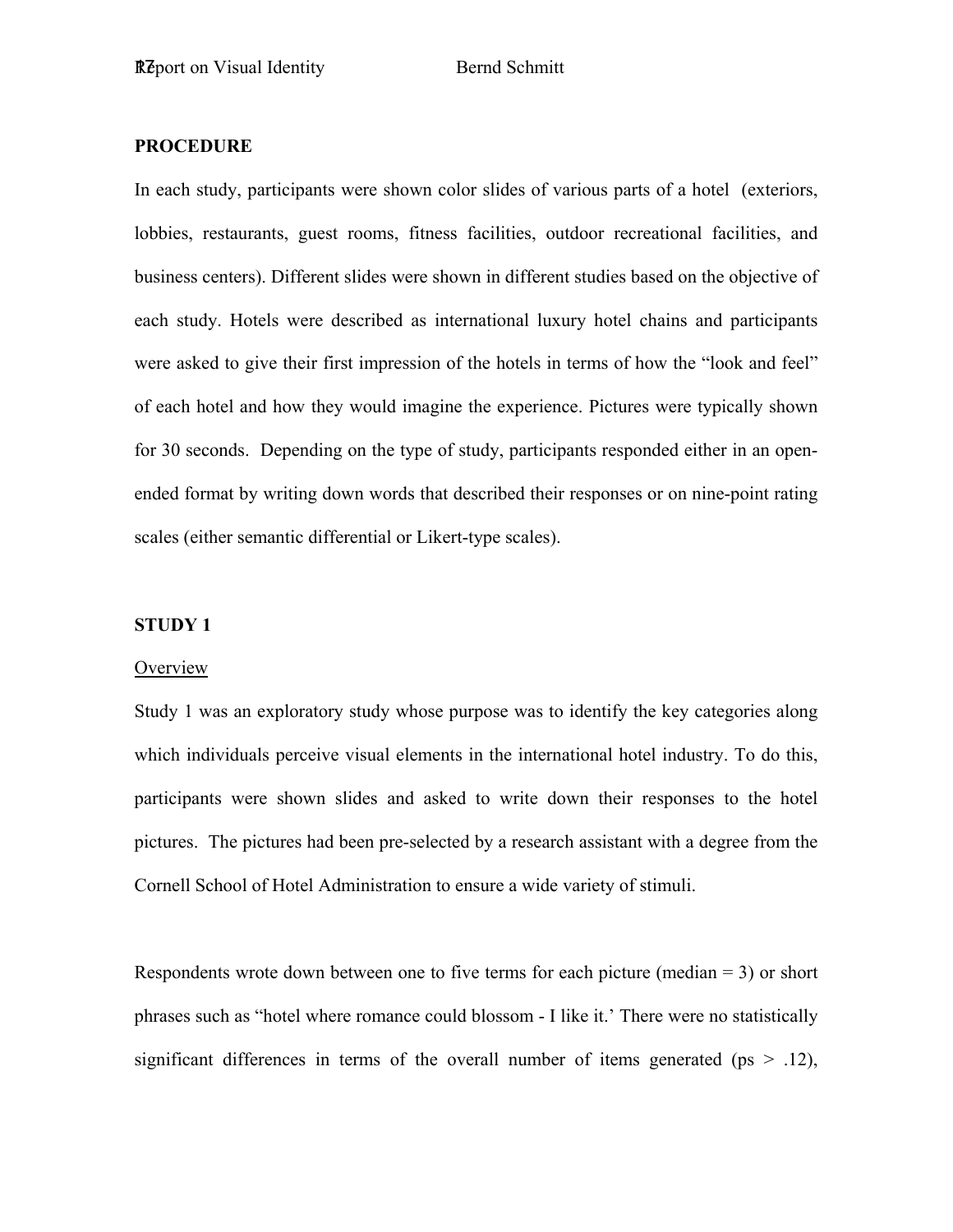## PROCEDURE

In each study, participants were shown color slides of various parts of a hotel (exteriors, lobbies, restaurants, guest rooms, fitness facilities, outdoor recreational facilities, and business centers). Different slides were shown in different studies based on the objective of each study. Hotels were described as international luxury hotel chains and participants were asked to give their first impression of the hotels in terms of how the "look and feel" of each hotel and how they would imagine the experience. Pictures were typically shown for 30 seconds. Depending on the type of study, participants responded either in an open-ended format by writing down words that described their responses or on nine-point rating scales (either semantic differential or Likert-type scales).

## STUDY 1

### Overview

Study 1 was an exploratory study whose purpose was to identify the key categories along which individuals perceive visual elements in the international hotel industry. To do this, participants were shown slides and asked to write down their responses to the hotel pictures. The pictures had been pre-selected by a research assistant with a degree from the Cornell School of Hotel Administration to ensure a wide variety of stimuli.

Respondents wrote down between one to five terms for each picture (median = 3) or short phrases such as "hotel where romance could blossom - I like it.' There were no statistically significant differences in terms of the overall number of items generated ($ps > .12$),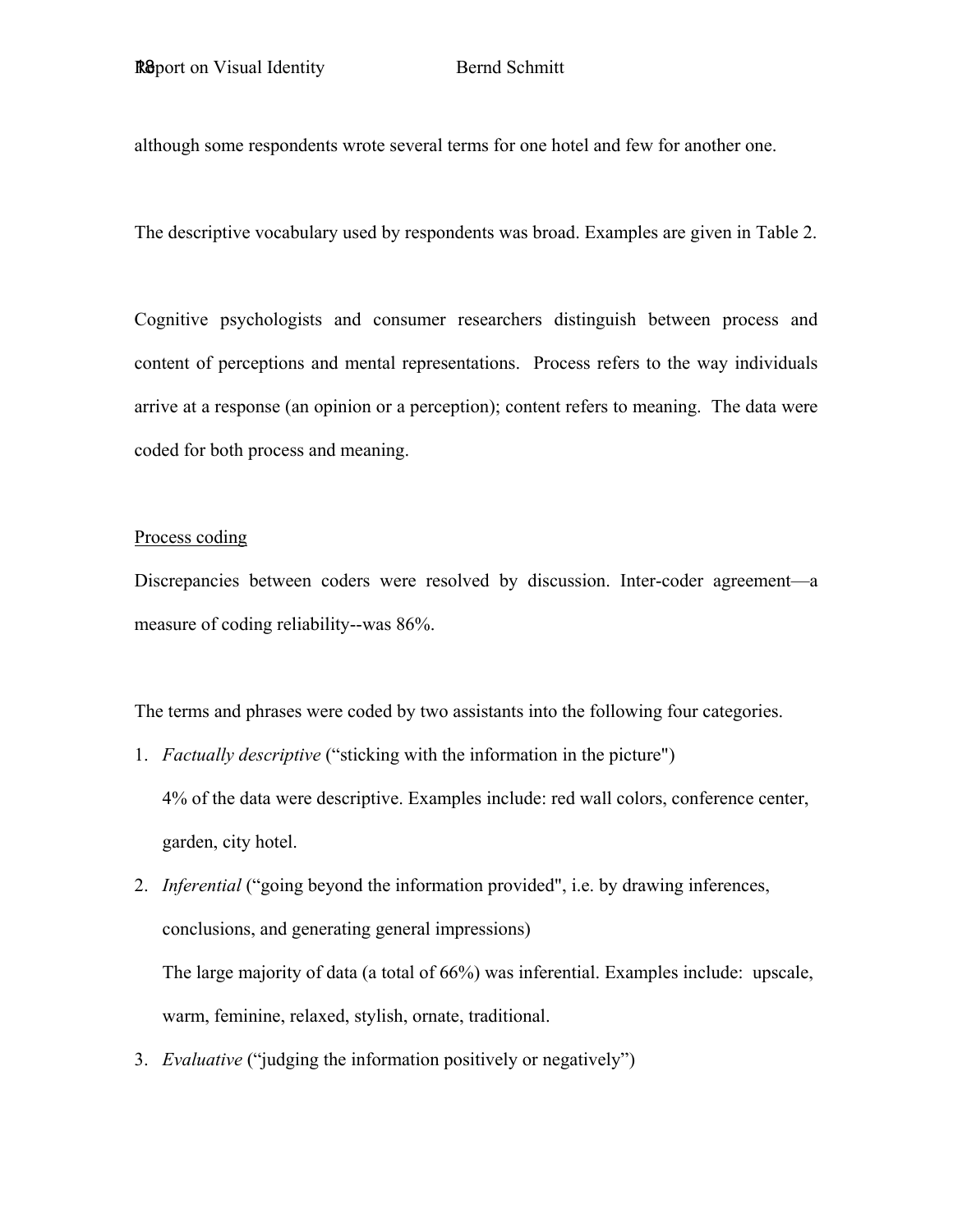although some respondents wrote several terms for one hotel and few for another one.

The descriptive vocabulary used by respondents was broad. Examples are given in Table 2.

Cognitive psychologists and consumer researchers distinguish between process and content of perceptions and mental representations. Process refers to the way individuals arrive at a response (an opinion or a perception); content refers to meaning. The data were coded for both process and meaning.

Process coding

Discrepancies between coders were resolved by discussion. Inter-coder agreement—a measure of coding reliability--was 86%.

The terms and phrases were coded by two assistants into the following four categories.

1. *Factually descriptive* ("sticking with the information in the picture")

   4% of the data were descriptive. Examples include: red wall colors, conference center, garden, city hotel.

2. *Inferential* ("going beyond the information provided", i.e. by drawing inferences, conclusions, and generating general impressions)

   The large majority of data (a total of 66%) was inferential. Examples include: upscale, warm, feminine, relaxed, stylish, ornate, traditional.

3. *Evaluative* ("judging the information positively or negatively")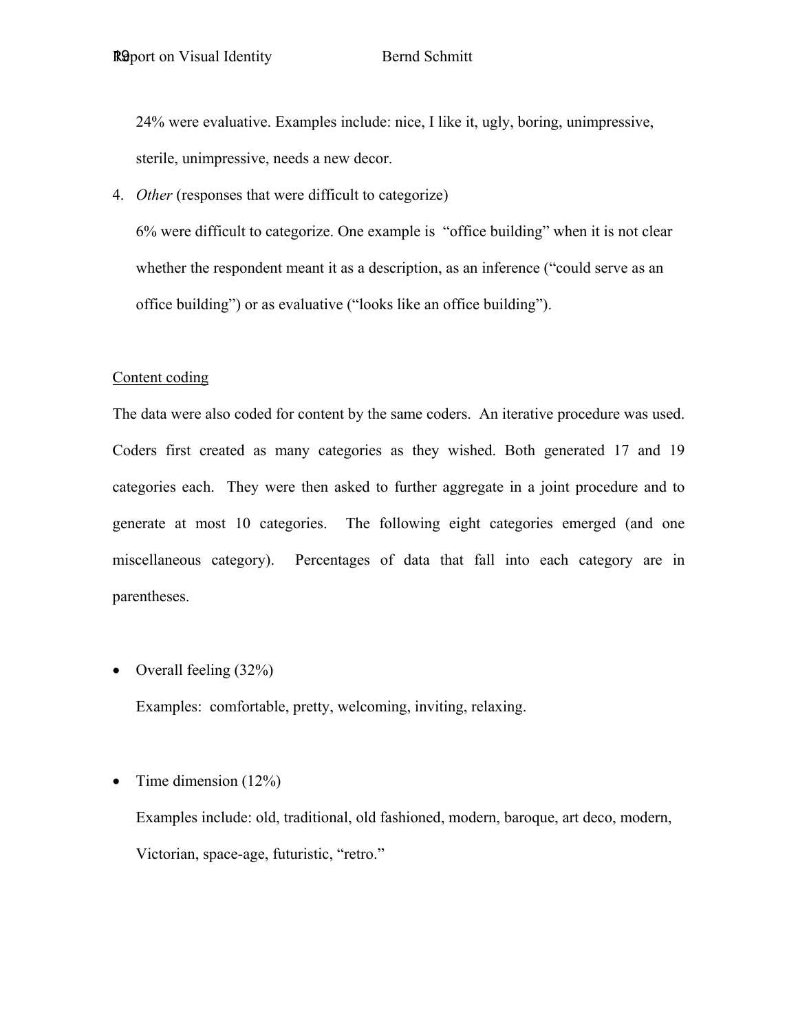24% were evaluative. Examples include: nice, I like it, ugly, boring, unimpressive, sterile, unimpressive, needs a new decor.

4. *Other* (responses that were difficult to categorize)

   6% were difficult to categorize. One example is "office building" when it is not clear whether the respondent meant it as a description, as an inference ("could serve as an office building") or as evaluative ("looks like an office building").

<u>Content coding</u>

The data were also coded for content by the same coders. An iterative procedure was used. Coders first created as many categories as they wished. Both generated 17 and 19 categories each. They were then asked to further aggregate in a joint procedure and to generate at most 10 categories. The following eight categories emerged (and one miscellaneous category). Percentages of data that fall into each category are in parentheses.

- Overall feeling (32%)

  Examples: comfortable, pretty, welcoming, inviting, relaxing.

- Time dimension (12%)

  Examples include: old, traditional, old fashioned, modern, baroque, art deco, modern, Victorian, space-age, futuristic, "retro."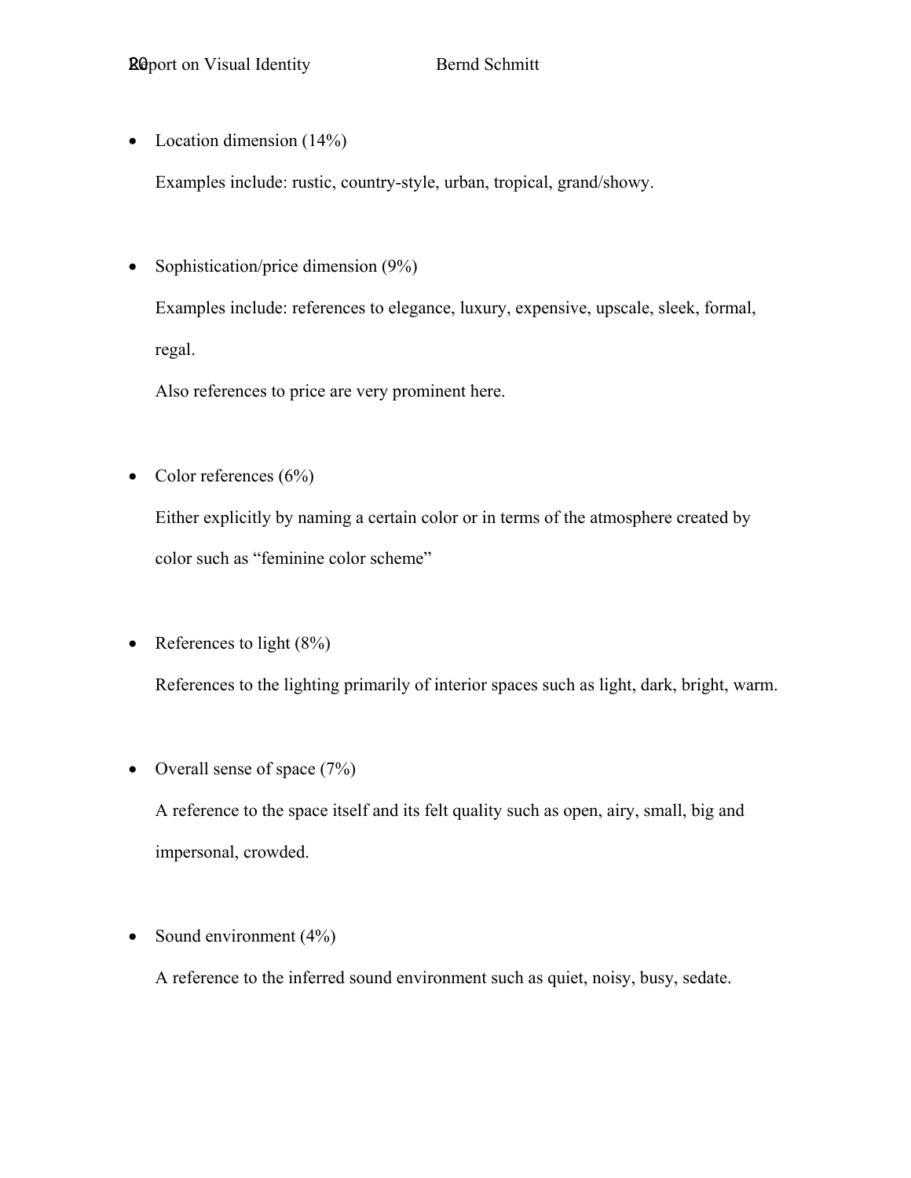- Location dimension (14%)

  Examples include: rustic, country-style, urban, tropical, grand/showy.

- Sophistication/price dimension (9%)

  Examples include: references to elegance, luxury, expensive, upscale, sleek, formal, regal.

  Also references to price are very prominent here.

- Color references (6%)

  Either explicitly by naming a certain color or in terms of the atmosphere created by color such as "feminine color scheme"

- References to light (8%)

  References to the lighting primarily of interior spaces such as light, dark, bright, warm.

- Overall sense of space (7%)

  A reference to the space itself and its felt quality such as open, airy, small, big and impersonal, crowded.

- Sound environment (4%)

  A reference to the inferred sound environment such as quiet, noisy, busy, sedate.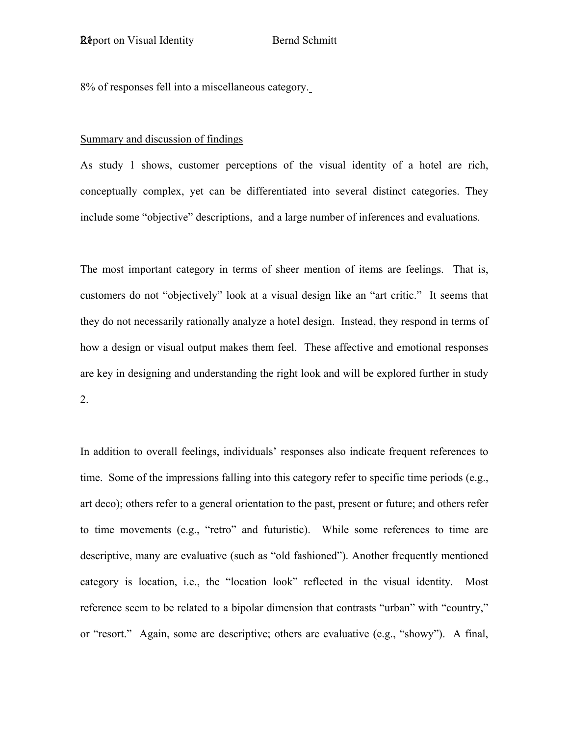8% of responses fell into a miscellaneous category.

Summary and discussion of findings

As study 1 shows, customer perceptions of the visual identity of a hotel are rich, conceptually complex, yet can be differentiated into several distinct categories. They include some "objective" descriptions, and a large number of inferences and evaluations.

The most important category in terms of sheer mention of items are feelings. That is, customers do not "objectively" look at a visual design like an "art critic." It seems that they do not necessarily rationally analyze a hotel design. Instead, they respond in terms of how a design or visual output makes them feel. These affective and emotional responses are key in designing and understanding the right look and will be explored further in study 2.

In addition to overall feelings, individuals' responses also indicate frequent references to time. Some of the impressions falling into this category refer to specific time periods (e.g., art deco); others refer to a general orientation to the past, present or future; and others refer to time movements (e.g., "retro" and futuristic). While some references to time are descriptive, many are evaluative (such as "old fashioned"). Another frequently mentioned category is location, i.e., the "location look" reflected in the visual identity. Most reference seem to be related to a bipolar dimension that contrasts "urban" with "country," or "resort." Again, some are descriptive; others are evaluative (e.g., "showy"). A final,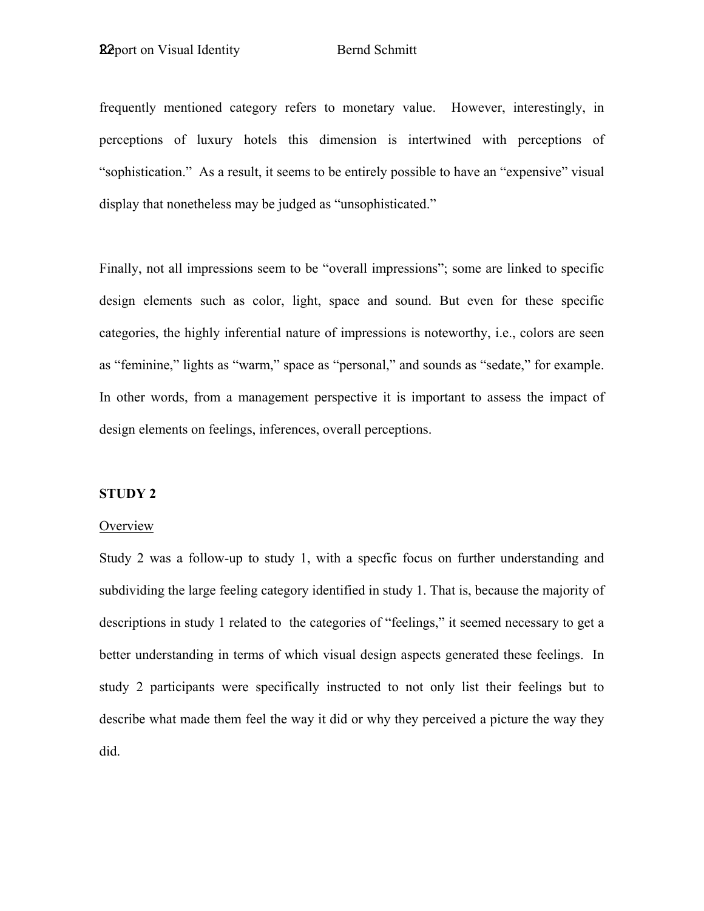frequently mentioned category refers to monetary value. However, interestingly, in perceptions of luxury hotels this dimension is intertwined with perceptions of "sophistication." As a result, it seems to be entirely possible to have an "expensive" visual display that nonetheless may be judged as "unsophisticated."

Finally, not all impressions seem to be "overall impressions"; some are linked to specific design elements such as color, light, space and sound. But even for these specific categories, the highly inferential nature of impressions is noteworthy, i.e., colors are seen as "feminine," lights as "warm," space as "personal," and sounds as "sedate," for example. In other words, from a management perspective it is important to assess the impact of design elements on feelings, inferences, overall perceptions.

**STUDY 2**

Overview

Study 2 was a follow-up to study 1, with a specfic focus on further understanding and subdividing the large feeling category identified in study 1. That is, because the majority of descriptions in study 1 related to the categories of "feelings," it seemed necessary to get a better understanding in terms of which visual design aspects generated these feelings. In study 2 participants were specifically instructed to not only list their feelings but to describe what made them feel the way it did or why they perceived a picture the way they did.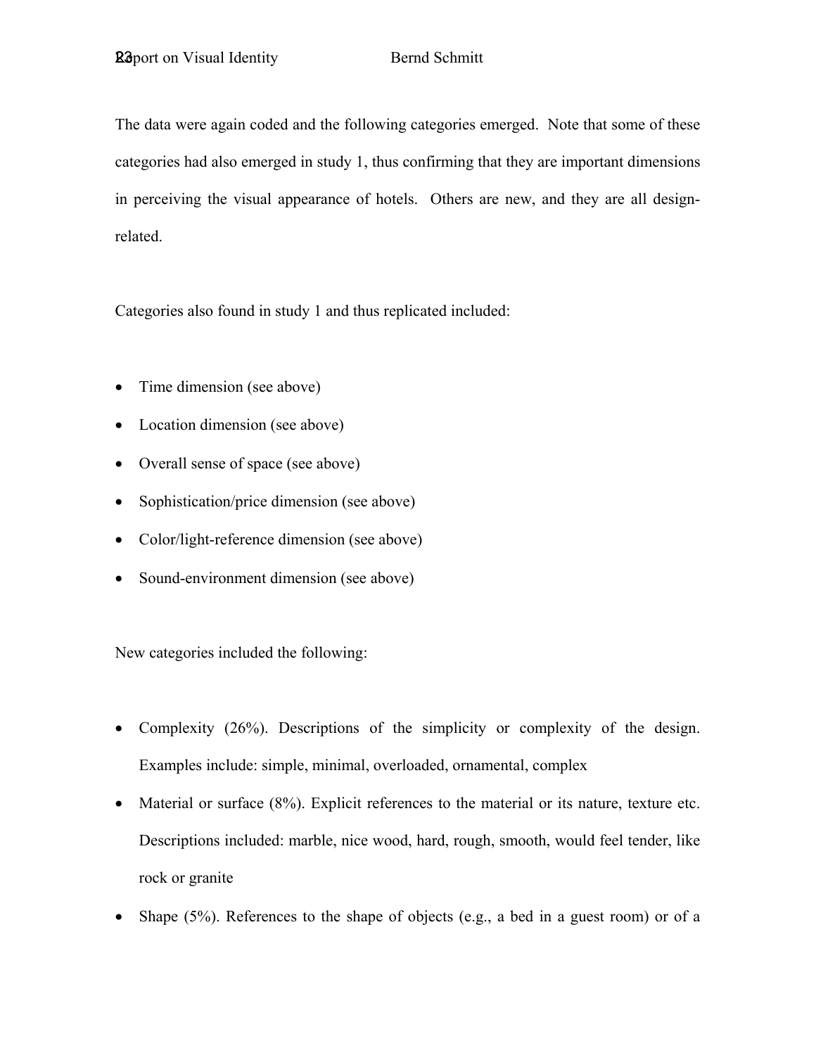The data were again coded and the following categories emerged. Note that some of these categories had also emerged in study 1, thus confirming that they are important dimensions in perceiving the visual appearance of hotels. Others are new, and they are all design-related.

Categories also found in study 1 and thus replicated included:

- Time dimension (see above)
- Location dimension (see above)
- Overall sense of space (see above)
- Sophistication/price dimension (see above)
- Color/light-reference dimension (see above)
- Sound-environment dimension (see above)

New categories included the following:

- Complexity (26%). Descriptions of the simplicity or complexity of the design. Examples include: simple, minimal, overloaded, ornamental, complex
- Material or surface (8%). Explicit references to the material or its nature, texture etc. Descriptions included: marble, nice wood, hard, rough, smooth, would feel tender, like rock or granite
- Shape (5%). References to the shape of objects (e.g., a bed in a guest room) or of a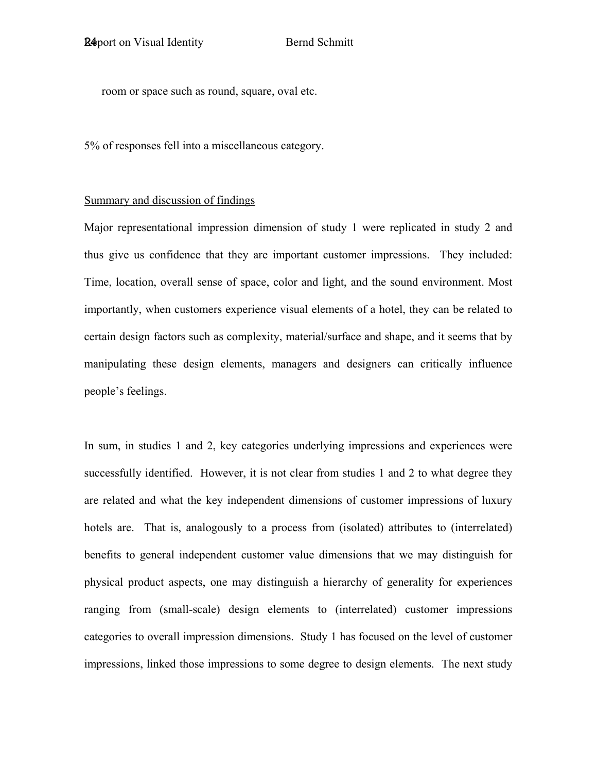room or space such as round, square, oval etc.

5% of responses fell into a miscellaneous category.

<u>Summary and discussion of findings</u>

Major representational impression dimension of study 1 were replicated in study 2 and thus give us confidence that they are important customer impressions. They included: Time, location, overall sense of space, color and light, and the sound environment. Most importantly, when customers experience visual elements of a hotel, they can be related to certain design factors such as complexity, material/surface and shape, and it seems that by manipulating these design elements, managers and designers can critically influence people's feelings.

In sum, in studies 1 and 2, key categories underlying impressions and experiences were successfully identified. However, it is not clear from studies 1 and 2 to what degree they are related and what the key independent dimensions of customer impressions of luxury hotels are. That is, analogously to a process from (isolated) attributes to (interrelated) benefits to general independent customer value dimensions that we may distinguish for physical product aspects, one may distinguish a hierarchy of generality for experiences ranging from (small-scale) design elements to (interrelated) customer impressions categories to overall impression dimensions. Study 1 has focused on the level of customer impressions, linked those impressions to some degree to design elements. The next study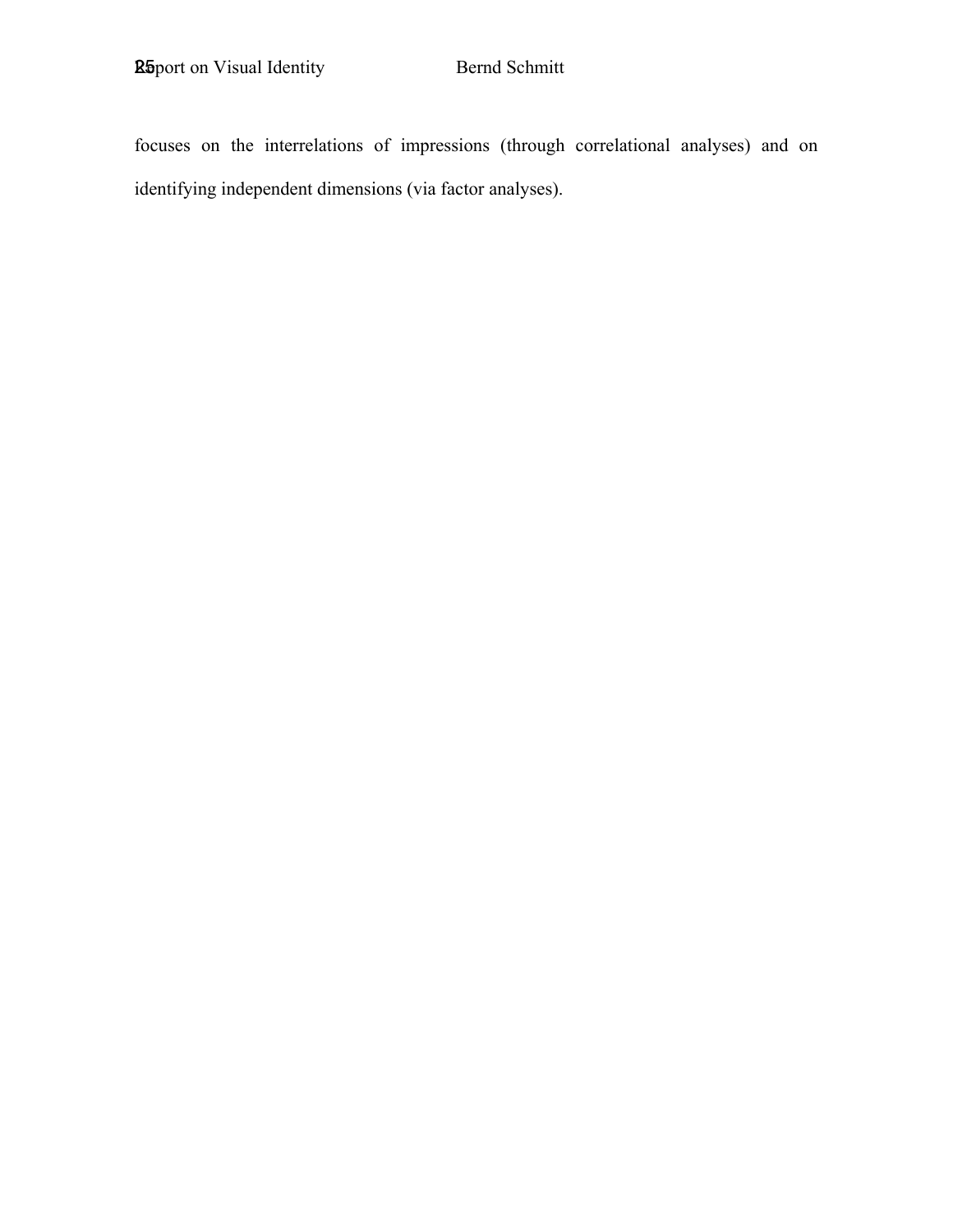focuses on the interrelations of impressions (through correlational analyses) and on identifying independent dimensions (via factor analyses).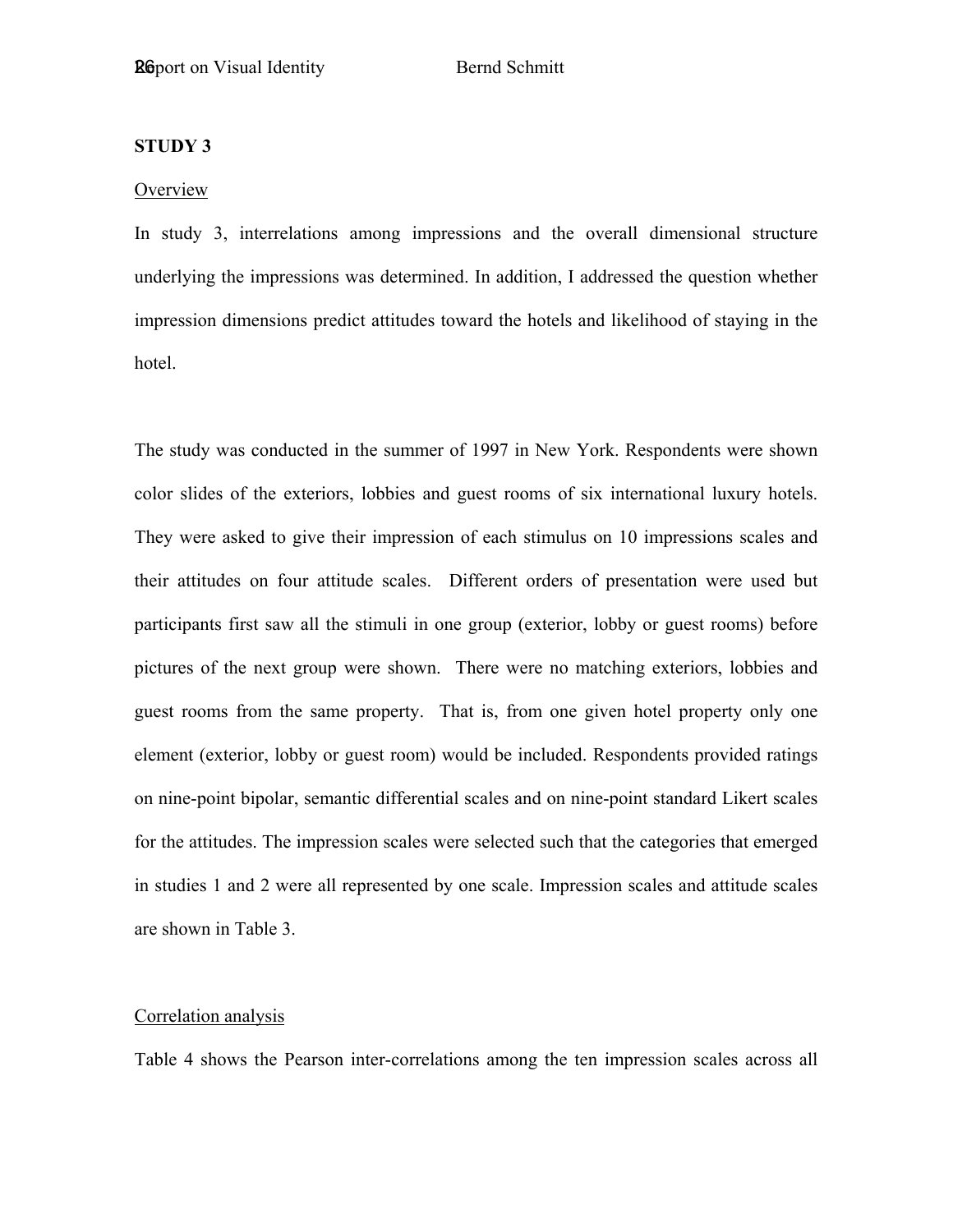**STUDY 3**

Overview

In study 3, interrelations among impressions and the overall dimensional structure underlying the impressions was determined. In addition, I addressed the question whether impression dimensions predict attitudes toward the hotels and likelihood of staying in the hotel.

The study was conducted in the summer of 1997 in New York. Respondents were shown color slides of the exteriors, lobbies and guest rooms of six international luxury hotels. They were asked to give their impression of each stimulus on 10 impressions scales and their attitudes on four attitude scales. Different orders of presentation were used but participants first saw all the stimuli in one group (exterior, lobby or guest rooms) before pictures of the next group were shown. There were no matching exteriors, lobbies and guest rooms from the same property. That is, from one given hotel property only one element (exterior, lobby or guest room) would be included. Respondents provided ratings on nine-point bipolar, semantic differential scales and on nine-point standard Likert scales for the attitudes. The impression scales were selected such that the categories that emerged in studies 1 and 2 were all represented by one scale. Impression scales and attitude scales are shown in Table 3.

Correlation analysis

Table 4 shows the Pearson inter-correlations among the ten impression scales across all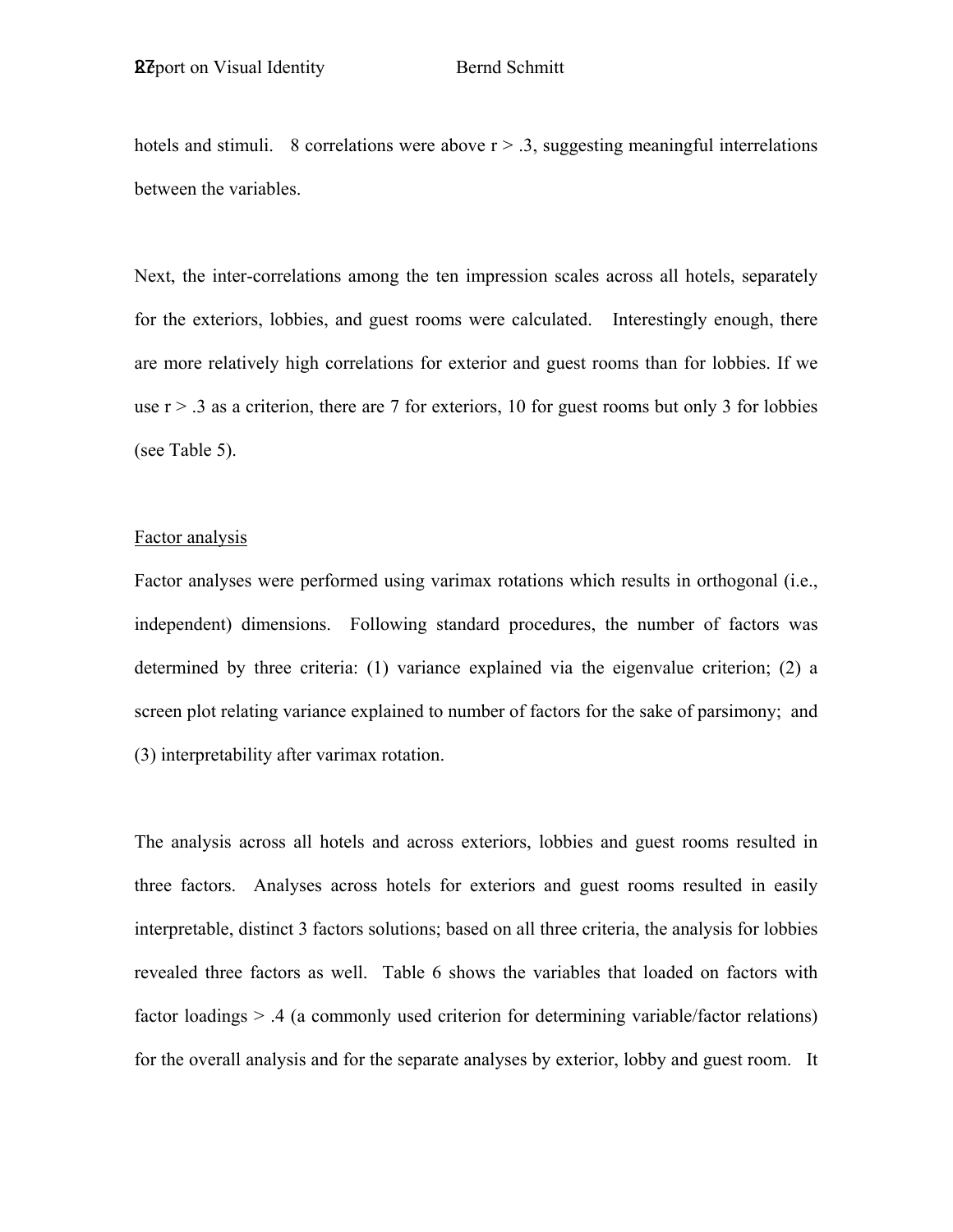hotels and stimuli. 8 correlations were above $r > .3$, suggesting meaningful interrelations between the variables.

Next, the inter-correlations among the ten impression scales across all hotels, separately for the exteriors, lobbies, and guest rooms were calculated. Interestingly enough, there are more relatively high correlations for exterior and guest rooms than for lobbies. If we use $r > .3$ as a criterion, there are 7 for exteriors, 10 for guest rooms but only 3 for lobbies (see Table 5).

## Factor analysis

Factor analyses were performed using varimax rotations which results in orthogonal (i.e., independent) dimensions. Following standard procedures, the number of factors was determined by three criteria: (1) variance explained via the eigenvalue criterion; (2) a screen plot relating variance explained to number of factors for the sake of parsimony; and (3) interpretability after varimax rotation.

The analysis across all hotels and across exteriors, lobbies and guest rooms resulted in three factors. Analyses across hotels for exteriors and guest rooms resulted in easily interpretable, distinct 3 factors solutions; based on all three criteria, the analysis for lobbies revealed three factors as well. Table 6 shows the variables that loaded on factors with factor loadings > .4 (a commonly used criterion for determining variable/factor relations) for the overall analysis and for the separate analyses by exterior, lobby and guest room. It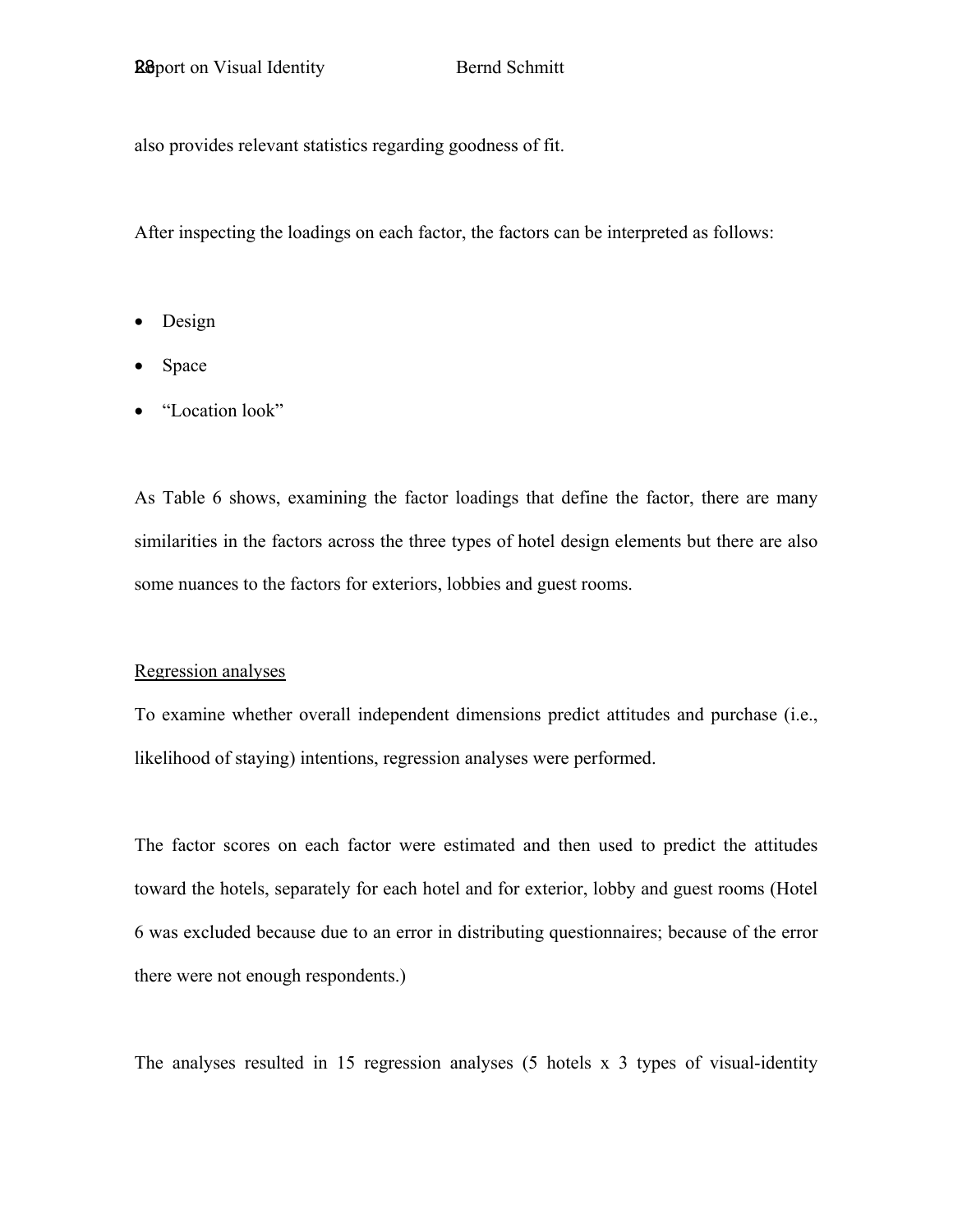also provides relevant statistics regarding goodness of fit.

After inspecting the loadings on each factor, the factors can be interpreted as follows:

- Design
- Space
- "Location look"

As Table 6 shows, examining the factor loadings that define the factor, there are many similarities in the factors across the three types of hotel design elements but there are also some nuances to the factors for exteriors, lobbies and guest rooms.

<u>Regression analyses</u>

To examine whether overall independent dimensions predict attitudes and purchase (i.e., likelihood of staying) intentions, regression analyses were performed.

The factor scores on each factor were estimated and then used to predict the attitudes toward the hotels, separately for each hotel and for exterior, lobby and guest rooms (Hotel 6 was excluded because due to an error in distributing questionnaires; because of the error there were not enough respondents.)

The analyses resulted in 15 regression analyses (5 hotels x 3 types of visual-identity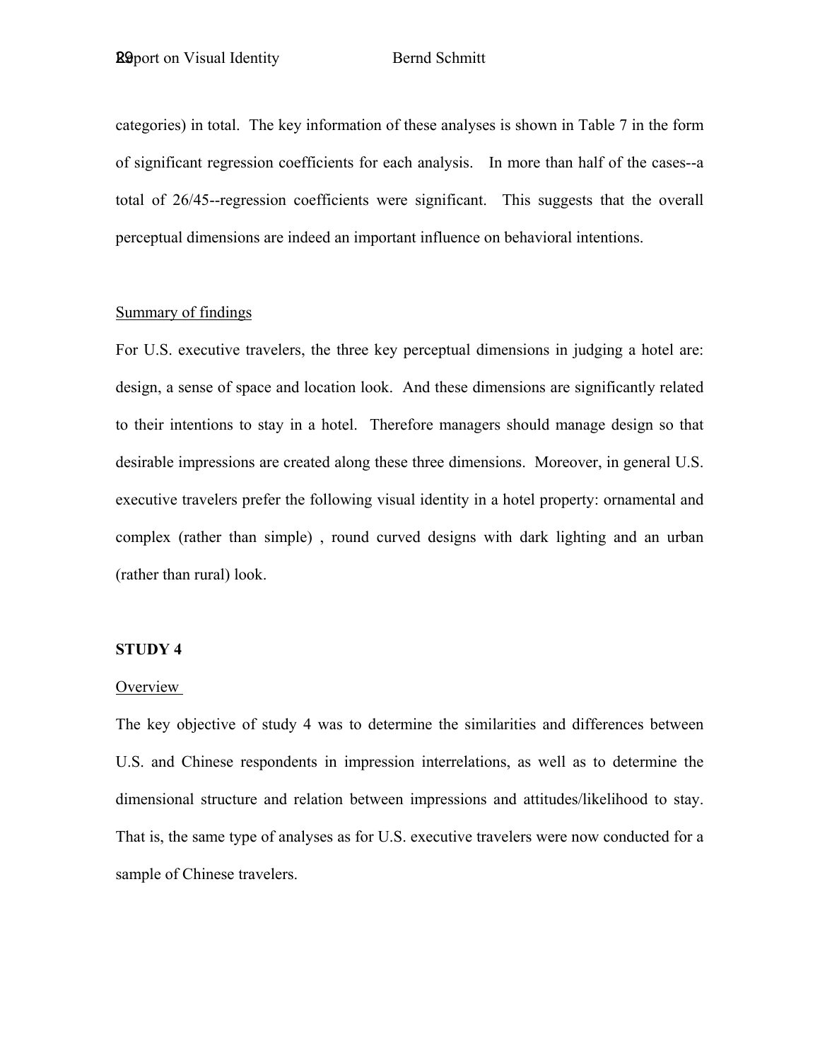categories) in total. The key information of these analyses is shown in Table 7 in the form of significant regression coefficients for each analysis. In more than half of the cases--a total of 26/45--regression coefficients were significant. This suggests that the overall perceptual dimensions are indeed an important influence on behavioral intentions.

Summary of findings

For U.S. executive travelers, the three key perceptual dimensions in judging a hotel are: design, a sense of space and location look. And these dimensions are significantly related to their intentions to stay in a hotel. Therefore managers should manage design so that desirable impressions are created along these three dimensions. Moreover, in general U.S. executive travelers prefer the following visual identity in a hotel property: ornamental and complex (rather than simple) , round curved designs with dark lighting and an urban (rather than rural) look.

**STUDY 4**

Overview

The key objective of study 4 was to determine the similarities and differences between U.S. and Chinese respondents in impression interrelations, as well as to determine the dimensional structure and relation between impressions and attitudes/likelihood to stay. That is, the same type of analyses as for U.S. executive travelers were now conducted for a sample of Chinese travelers.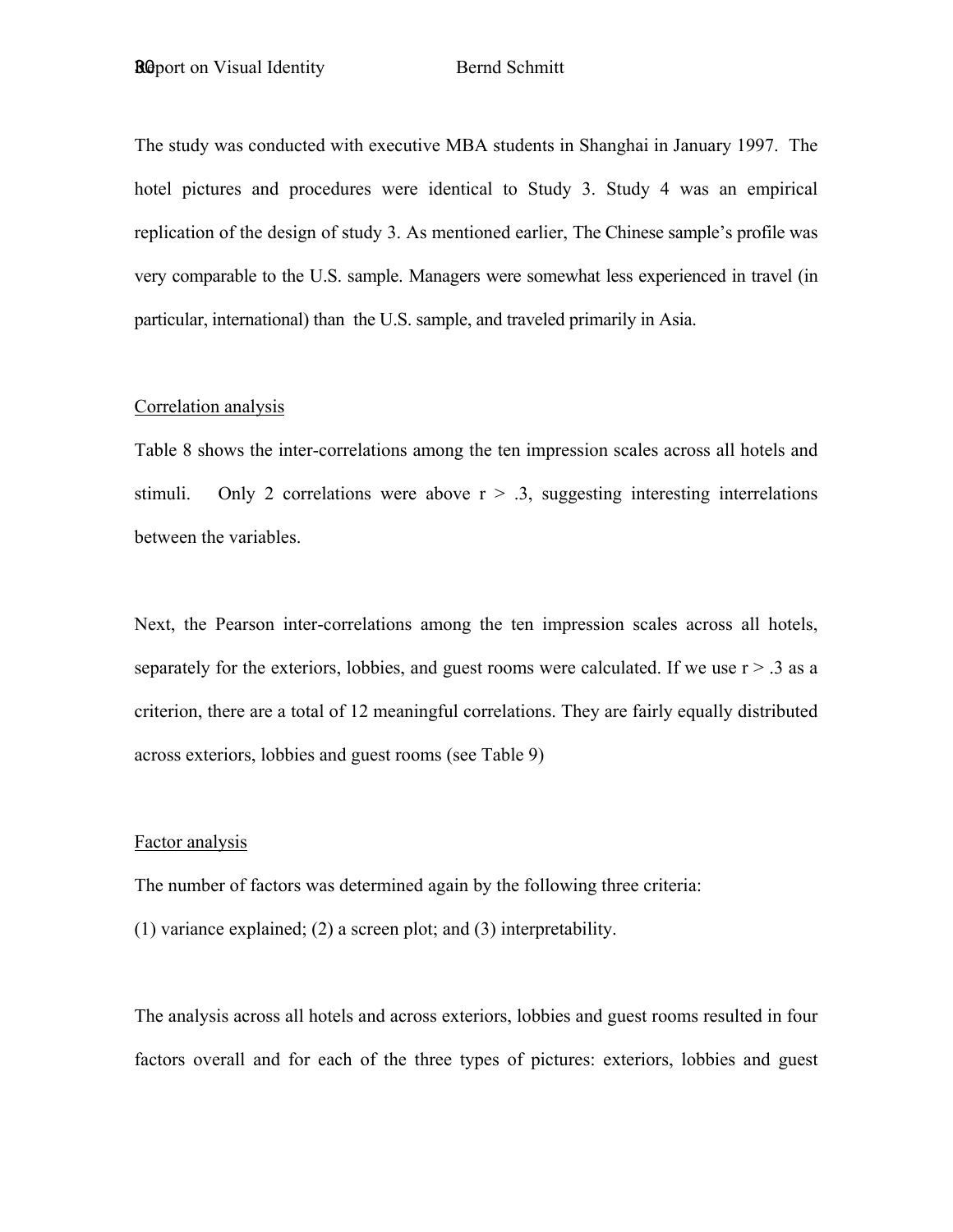The study was conducted with executive MBA students in Shanghai in January 1997. The hotel pictures and procedures were identical to Study 3. Study 4 was an empirical replication of the design of study 3. As mentioned earlier, The Chinese sample's profile was very comparable to the U.S. sample. Managers were somewhat less experienced in travel (in particular, international) than the U.S. sample, and traveled primarily in Asia.

<u>Correlation analysis</u>

Table 8 shows the inter-correlations among the ten impression scales across all hotels and stimuli. Only 2 correlations were above $r > .3$, suggesting interesting interrelations between the variables.

Next, the Pearson inter-correlations among the ten impression scales across all hotels, separately for the exteriors, lobbies, and guest rooms were calculated. If we use $r > .3$ as a criterion, there are a total of 12 meaningful correlations. They are fairly equally distributed across exteriors, lobbies and guest rooms (see Table 9)

<u>Factor analysis</u>

The number of factors was determined again by the following three criteria:

(1) variance explained; (2) a screen plot; and (3) interpretability.

The analysis across all hotels and across exteriors, lobbies and guest rooms resulted in four factors overall and for each of the three types of pictures: exteriors, lobbies and guest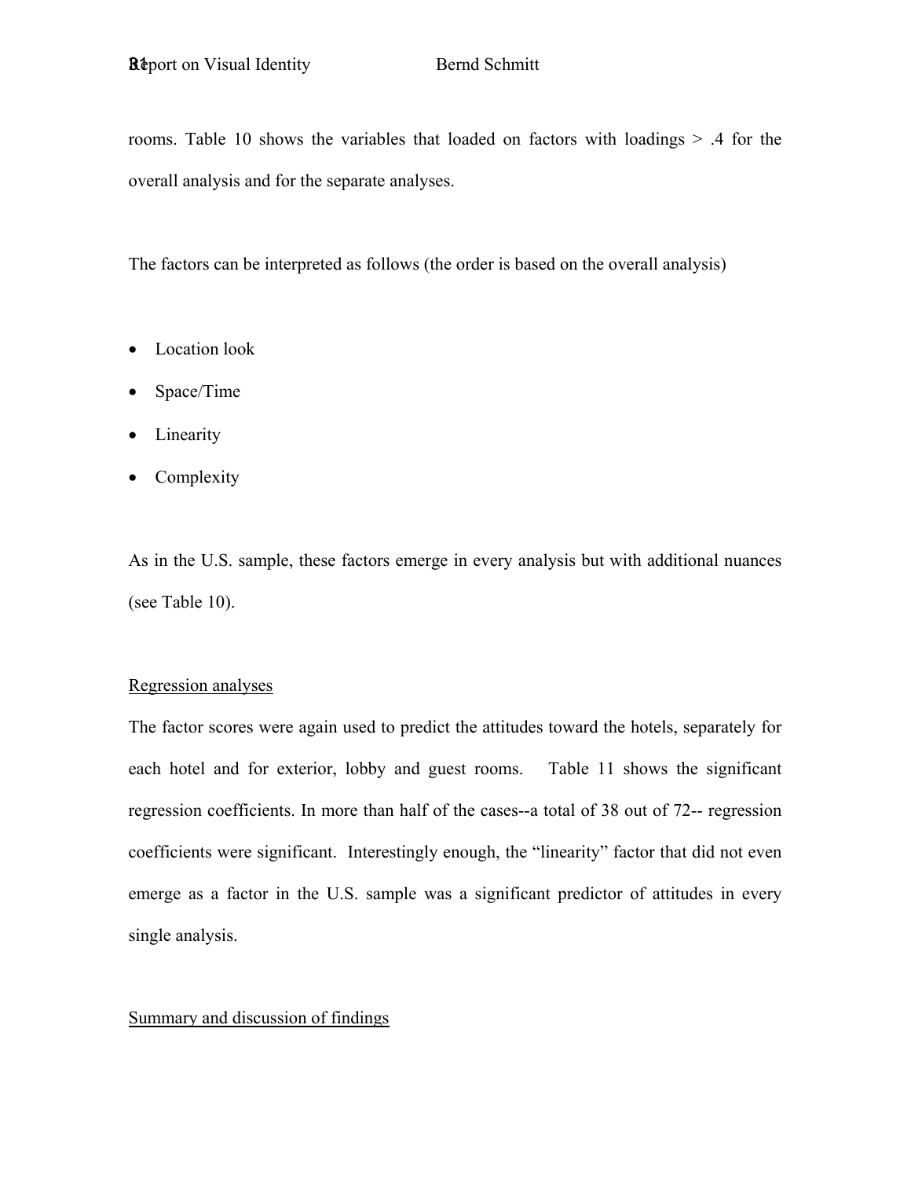rooms. Table 10 shows the variables that loaded on factors with loadings > .4 for the overall analysis and for the separate analyses.

The factors can be interpreted as follows (the order is based on the overall analysis)

- Location look
- Space/Time
- Linearity
- Complexity

As in the U.S. sample, these factors emerge in every analysis but with additional nuances (see Table 10).

<u>Regression analyses</u>

The factor scores were again used to predict the attitudes toward the hotels, separately for each hotel and for exterior, lobby and guest rooms. Table 11 shows the significant regression coefficients. In more than half of the cases--a total of 38 out of 72-- regression coefficients were significant. Interestingly enough, the "linearity" factor that did not even emerge as a factor in the U.S. sample was a significant predictor of attitudes in every single analysis.

<u>Summary and discussion of findings</u>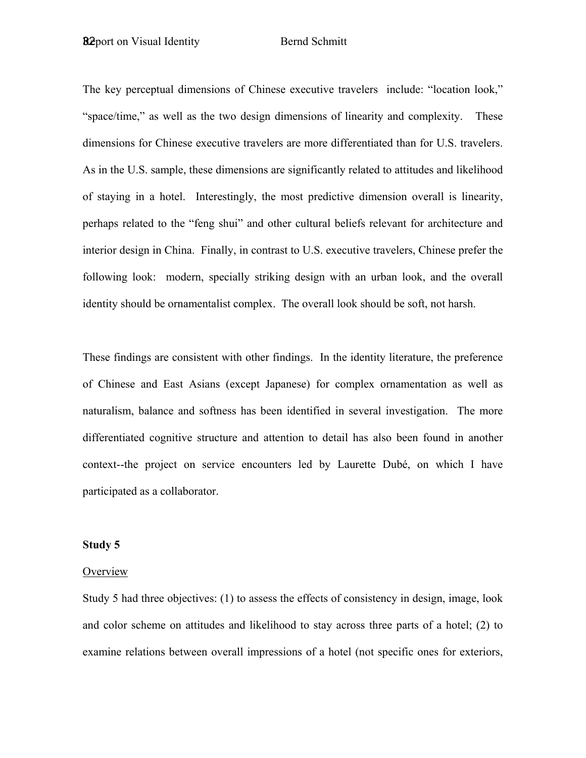The key perceptual dimensions of Chinese executive travelers include: "location look," "space/time," as well as the two design dimensions of linearity and complexity. These dimensions for Chinese executive travelers are more differentiated than for U.S. travelers. As in the U.S. sample, these dimensions are significantly related to attitudes and likelihood of staying in a hotel. Interestingly, the most predictive dimension overall is linearity, perhaps related to the "feng shui" and other cultural beliefs relevant for architecture and interior design in China. Finally, in contrast to U.S. executive travelers, Chinese prefer the following look: modern, specially striking design with an urban look, and the overall identity should be ornamentalist complex. The overall look should be soft, not harsh.

These findings are consistent with other findings. In the identity literature, the preference of Chinese and East Asians (except Japanese) for complex ornamentation as well as naturalism, balance and softness has been identified in several investigation. The more differentiated cognitive structure and attention to detail has also been found in another context--the project on service encounters led by Laurette Dubé, on which I have participated as a collaborator.

**Study 5**

Overview

Study 5 had three objectives: (1) to assess the effects of consistency in design, image, look and color scheme on attitudes and likelihood to stay across three parts of a hotel; (2) to examine relations between overall impressions of a hotel (not specific ones for exteriors,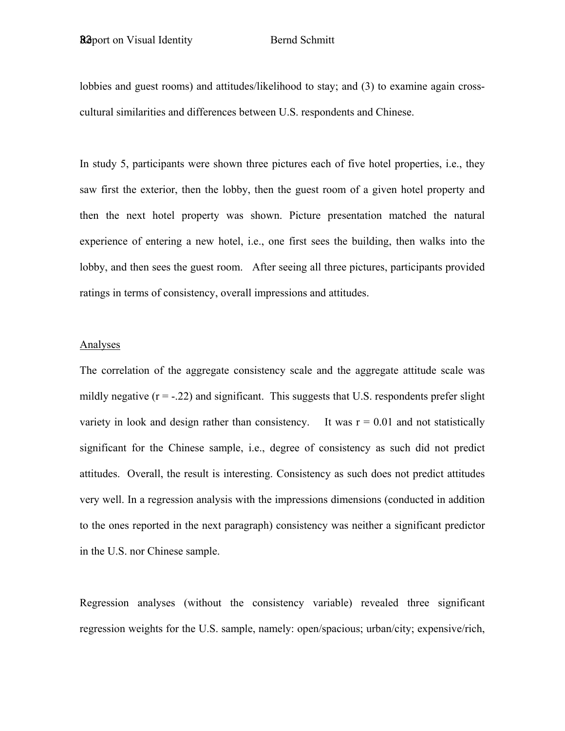lobbies and guest rooms) and attitudes/likelihood to stay; and (3) to examine again cross-cultural similarities and differences between U.S. respondents and Chinese.

In study 5, participants were shown three pictures each of five hotel properties, i.e., they saw first the exterior, then the lobby, then the guest room of a given hotel property and then the next hotel property was shown. Picture presentation matched the natural experience of entering a new hotel, i.e., one first sees the building, then walks into the lobby, and then sees the guest room. After seeing all three pictures, participants provided ratings in terms of consistency, overall impressions and attitudes.

Analyses

The correlation of the aggregate consistency scale and the aggregate attitude scale was mildly negative ($r = -.22$) and significant. This suggests that U.S. respondents prefer slight variety in look and design rather than consistency. It was $r = 0.01$ and not statistically significant for the Chinese sample, i.e., degree of consistency as such did not predict attitudes. Overall, the result is interesting. Consistency as such does not predict attitudes very well. In a regression analysis with the impressions dimensions (conducted in addition to the ones reported in the next paragraph) consistency was neither a significant predictor in the U.S. nor Chinese sample.

Regression analyses (without the consistency variable) revealed three significant regression weights for the U.S. sample, namely: open/spacious; urban/city; expensive/rich,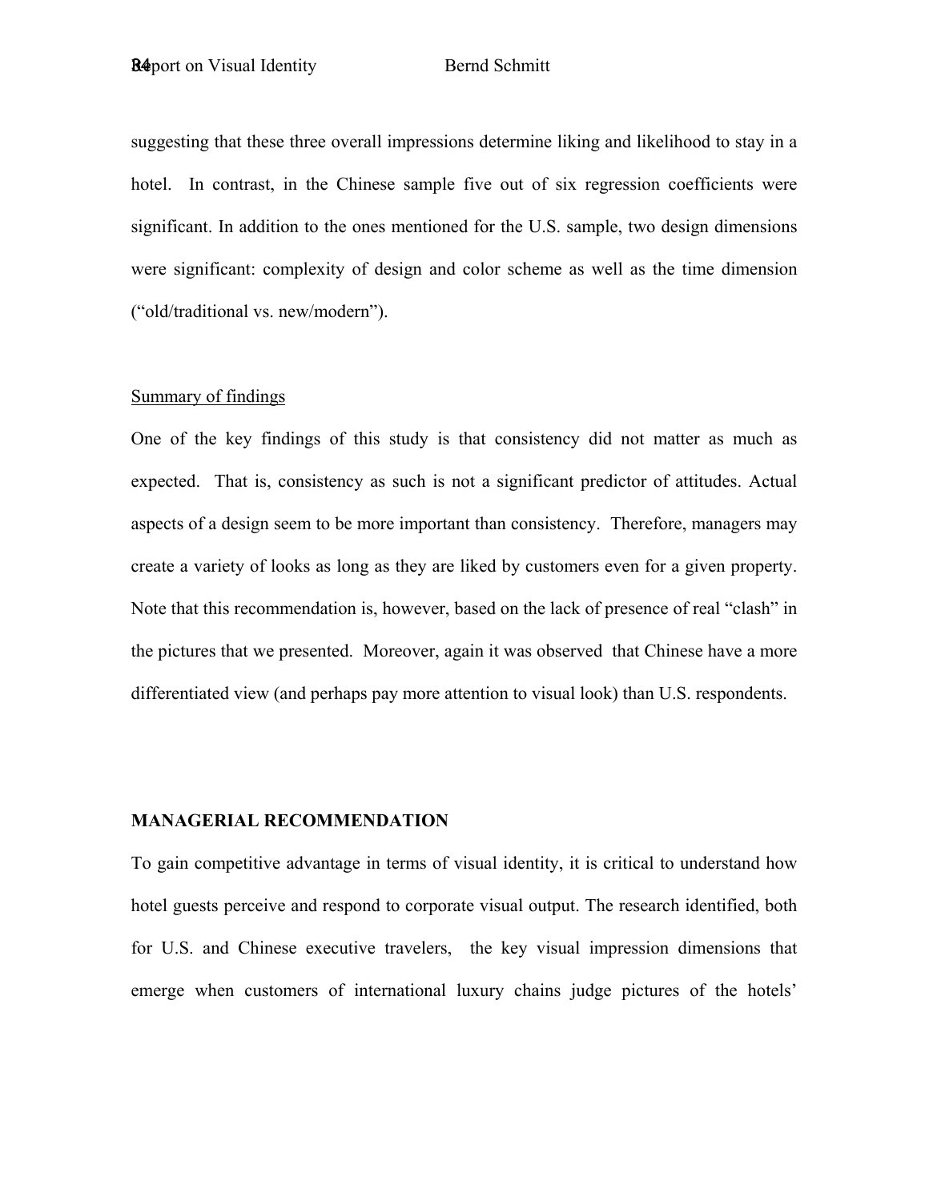suggesting that these three overall impressions determine liking and likelihood to stay in a hotel. In contrast, in the Chinese sample five out of six regression coefficients were significant. In addition to the ones mentioned for the U.S. sample, two design dimensions were significant: complexity of design and color scheme as well as the time dimension ("old/traditional vs. new/modern").

Summary of findings

One of the key findings of this study is that consistency did not matter as much as expected. That is, consistency as such is not a significant predictor of attitudes. Actual aspects of a design seem to be more important than consistency. Therefore, managers may create a variety of looks as long as they are liked by customers even for a given property. Note that this recommendation is, however, based on the lack of presence of real "clash" in the pictures that we presented. Moreover, again it was observed that Chinese have a more differentiated view (and perhaps pay more attention to visual look) than U.S. respondents.

## MANAGERIAL RECOMMENDATION

To gain competitive advantage in terms of visual identity, it is critical to understand how hotel guests perceive and respond to corporate visual output. The research identified, both for U.S. and Chinese executive travelers, the key visual impression dimensions that emerge when customers of international luxury chains judge pictures of the hotels'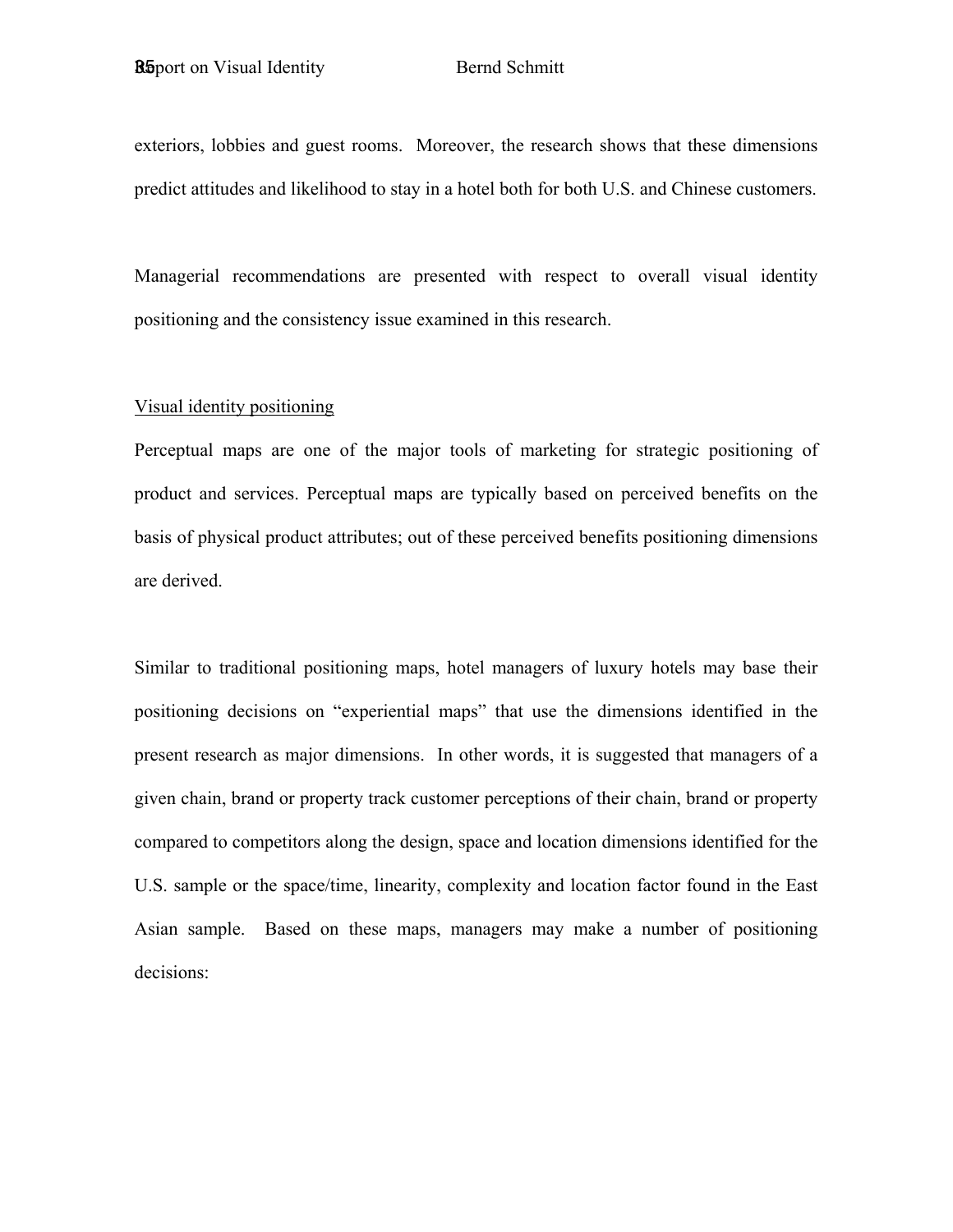exteriors, lobbies and guest rooms. Moreover, the research shows that these dimensions predict attitudes and likelihood to stay in a hotel both for both U.S. and Chinese customers.

Managerial recommendations are presented with respect to overall visual identity positioning and the consistency issue examined in this research.

<u>Visual identity positioning</u>

Perceptual maps are one of the major tools of marketing for strategic positioning of product and services. Perceptual maps are typically based on perceived benefits on the basis of physical product attributes; out of these perceived benefits positioning dimensions are derived.

Similar to traditional positioning maps, hotel managers of luxury hotels may base their positioning decisions on "experiential maps" that use the dimensions identified in the present research as major dimensions. In other words, it is suggested that managers of a given chain, brand or property track customer perceptions of their chain, brand or property compared to competitors along the design, space and location dimensions identified for the U.S. sample or the space/time, linearity, complexity and location factor found in the East Asian sample. Based on these maps, managers may make a number of positioning decisions: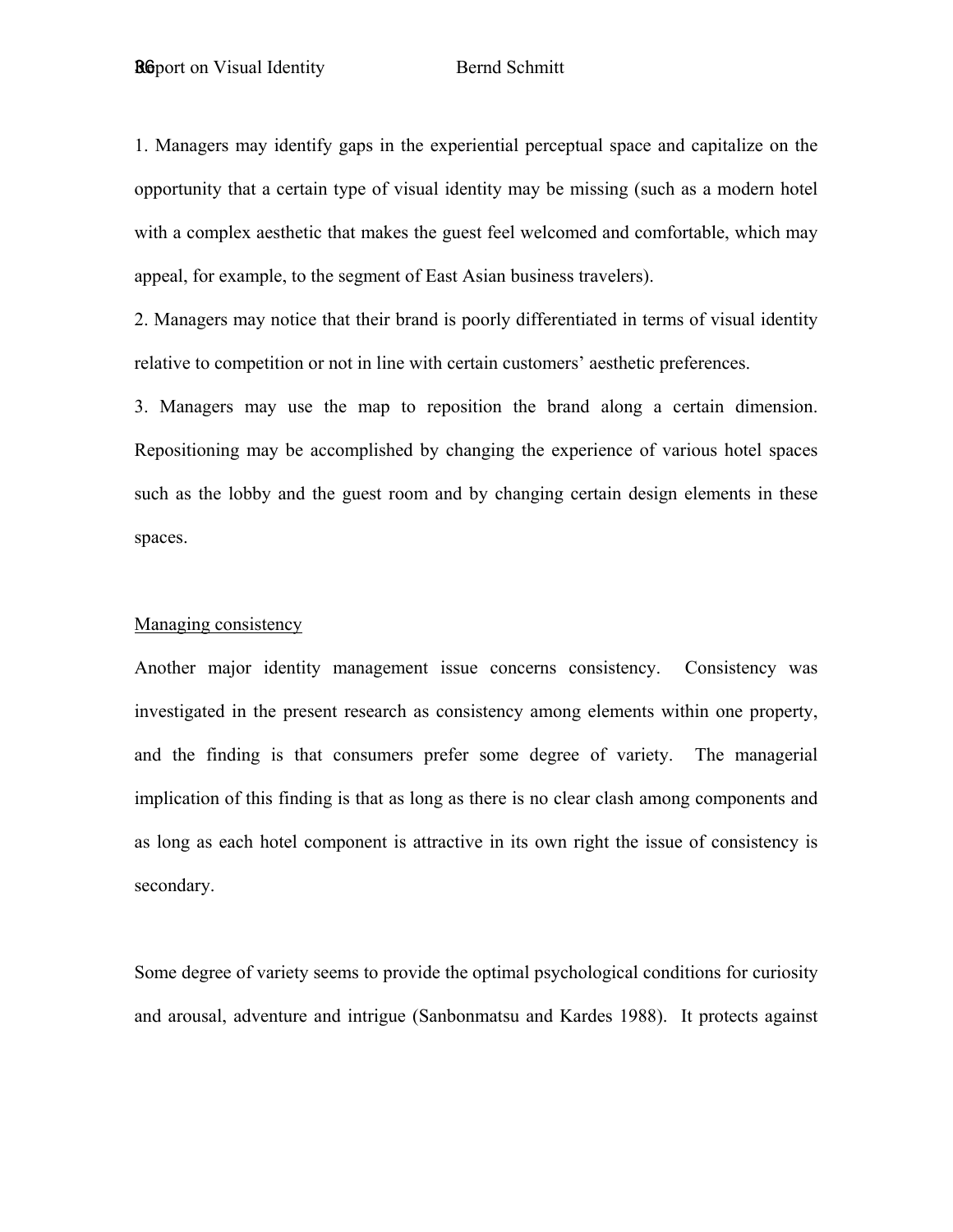1. Managers may identify gaps in the experiential perceptual space and capitalize on the opportunity that a certain type of visual identity may be missing (such as a modern hotel with a complex aesthetic that makes the guest feel welcomed and comfortable, which may appeal, for example, to the segment of East Asian business travelers).

2. Managers may notice that their brand is poorly differentiated in terms of visual identity relative to competition or not in line with certain customers' aesthetic preferences.

3. Managers may use the map to reposition the brand along a certain dimension. Repositioning may be accomplished by changing the experience of various hotel spaces such as the lobby and the guest room and by changing certain design elements in these spaces.

<u>Managing consistency</u>

Another major identity management issue concerns consistency. Consistency was investigated in the present research as consistency among elements within one property, and the finding is that consumers prefer some degree of variety. The managerial implication of this finding is that as long as there is no clear clash among components and as long as each hotel component is attractive in its own right the issue of consistency is secondary.

Some degree of variety seems to provide the optimal psychological conditions for curiosity and arousal, adventure and intrigue (Sanbonmatsu and Kardes 1988). It protects against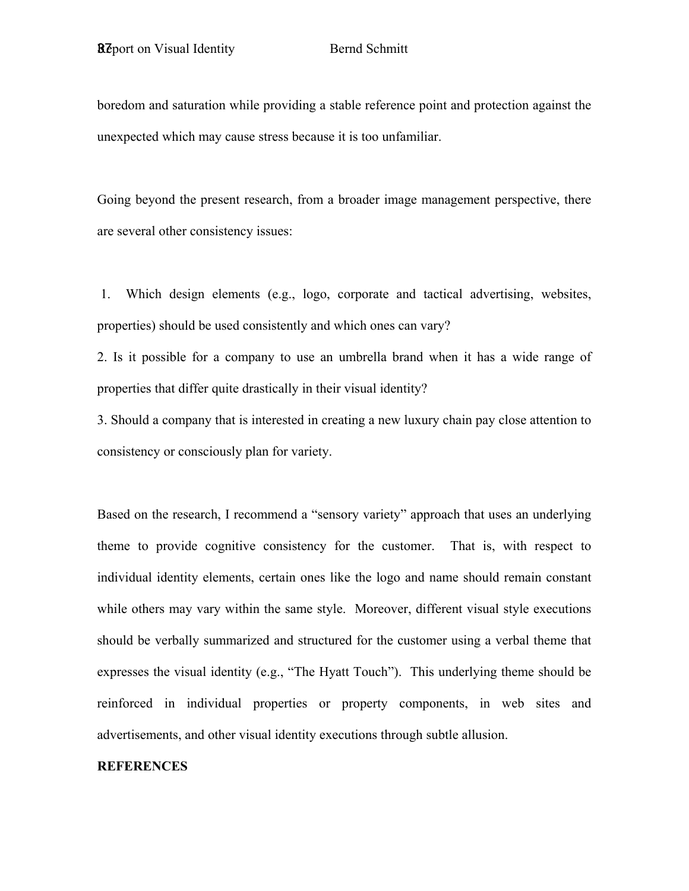boredom and saturation while providing a stable reference point and protection against the unexpected which may cause stress because it is too unfamiliar.

Going beyond the present research, from a broader image management perspective, there are several other consistency issues:

1. Which design elements (e.g., logo, corporate and tactical advertising, websites, properties) should be used consistently and which ones can vary?
2. Is it possible for a company to use an umbrella brand when it has a wide range of properties that differ quite drastically in their visual identity?
3. Should a company that is interested in creating a new luxury chain pay close attention to consistency or consciously plan for variety.

Based on the research, I recommend a "sensory variety" approach that uses an underlying theme to provide cognitive consistency for the customer. That is, with respect to individual identity elements, certain ones like the logo and name should remain constant while others may vary within the same style. Moreover, different visual style executions should be verbally summarized and structured for the customer using a verbal theme that expresses the visual identity (e.g., "The Hyatt Touch"). This underlying theme should be reinforced in individual properties or property components, in web sites and advertisements, and other visual identity executions through subtle allusion.

**REFERENCES**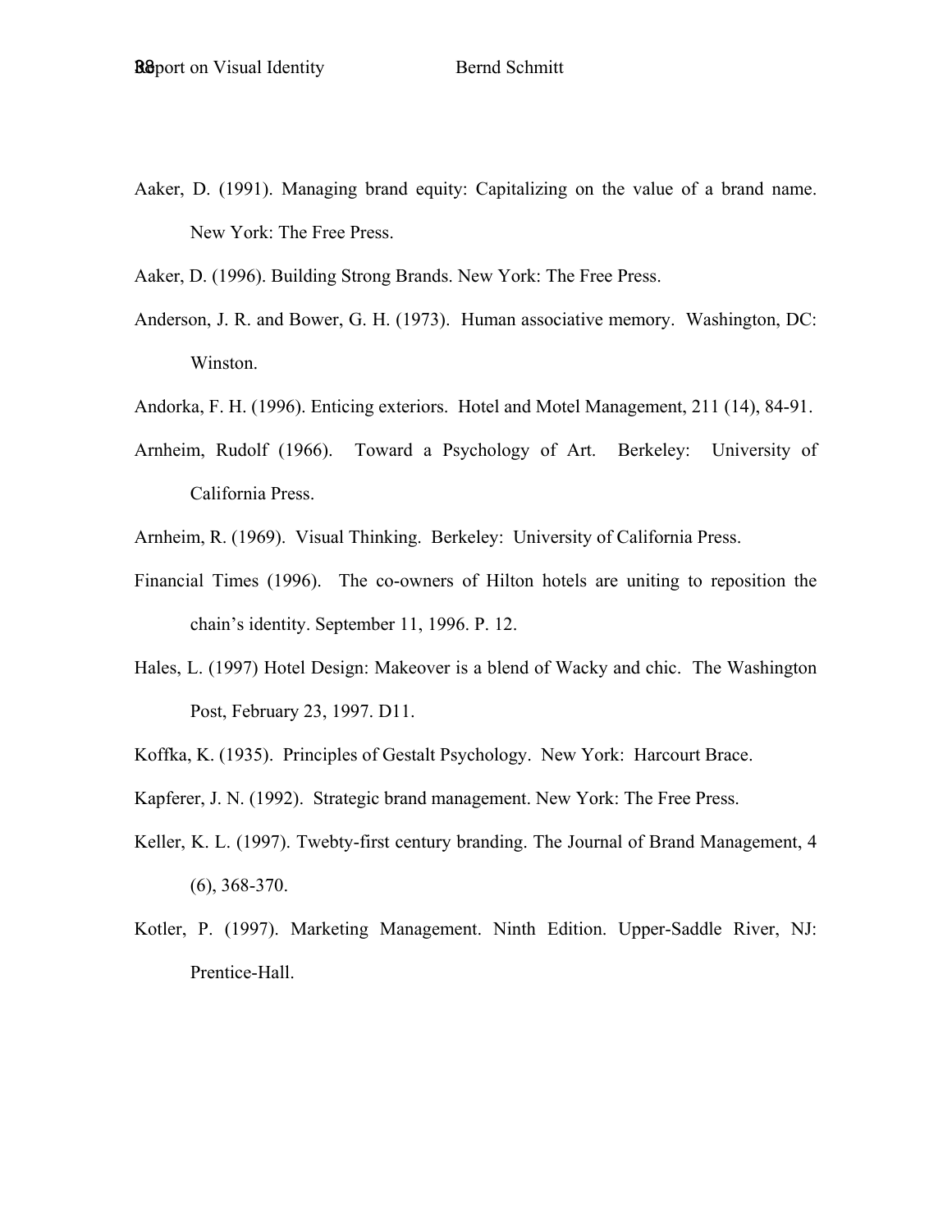Aaker, D. (1991). Managing brand equity: Capitalizing on the value of a brand name. New York: The Free Press.

Aaker, D. (1996). Building Strong Brands. New York: The Free Press.

Anderson, J. R. and Bower, G. H. (1973). Human associative memory. Washington, DC: Winston.

Andorka, F. H. (1996). Enticing exteriors. Hotel and Motel Management, 211 (14), 84-91.

Arnheim, Rudolf (1966). Toward a Psychology of Art. Berkeley: University of California Press.

Arnheim, R. (1969). Visual Thinking. Berkeley: University of California Press.

Financial Times (1996). The co-owners of Hilton hotels are uniting to reposition the chain's identity. September 11, 1996. P. 12.

Hales, L. (1997) Hotel Design: Makeover is a blend of Wacky and chic. The Washington Post, February 23, 1997. D11.

Koffka, K. (1935). Principles of Gestalt Psychology. New York: Harcourt Brace.

Kapferer, J. N. (1992). Strategic brand management. New York: The Free Press.

Keller, K. L. (1997). Twebty-first century branding. The Journal of Brand Management, 4 (6), 368-370.

Kotler, P. (1997). Marketing Management. Ninth Edition. Upper-Saddle River, NJ: Prentice-Hall.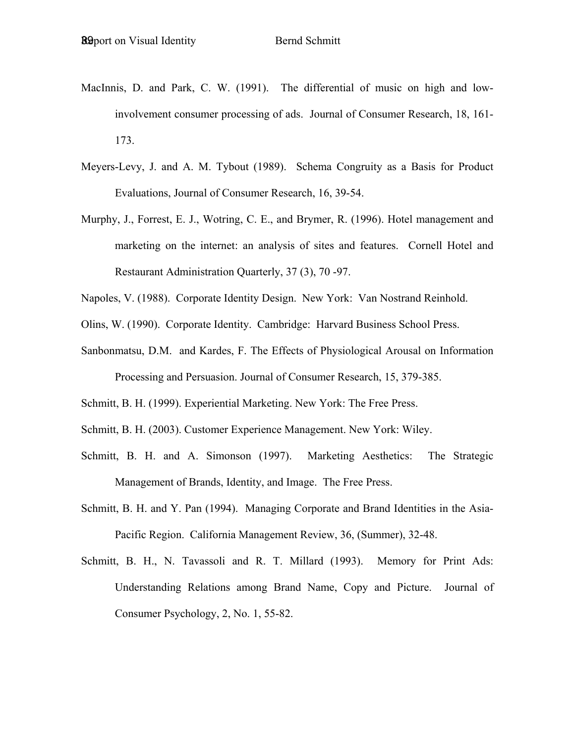MacInnis, D. and Park, C. W. (1991). The differential of music on high and low-involvement consumer processing of ads. Journal of Consumer Research, 18, 161-173.

Meyers-Levy, J. and A. M. Tybout (1989). Schema Congruity as a Basis for Product Evaluations, Journal of Consumer Research, 16, 39-54.

Murphy, J., Forrest, E. J., Wotring, C. E., and Brymer, R. (1996). Hotel management and marketing on the internet: an analysis of sites and features. Cornell Hotel and Restaurant Administration Quarterly, 37 (3), 70 -97.

Napoles, V. (1988). Corporate Identity Design. New York: Van Nostrand Reinhold.

Olins, W. (1990). Corporate Identity. Cambridge: Harvard Business School Press.

Sanbonmatsu, D.M. and Kardes, F. The Effects of Physiological Arousal on Information Processing and Persuasion. Journal of Consumer Research, 15, 379-385.

Schmitt, B. H. (1999). Experiential Marketing. New York: The Free Press.

Schmitt, B. H. (2003). Customer Experience Management. New York: Wiley.

Schmitt, B. H. and A. Simonson (1997). Marketing Aesthetics: The Strategic Management of Brands, Identity, and Image. The Free Press.

Schmitt, B. H. and Y. Pan (1994). Managing Corporate and Brand Identities in the Asia-Pacific Region. California Management Review, 36, (Summer), 32-48.

Schmitt, B. H., N. Tavassoli and R. T. Millard (1993). Memory for Print Ads: Understanding Relations among Brand Name, Copy and Picture. Journal of Consumer Psychology, 2, No. 1, 55-82.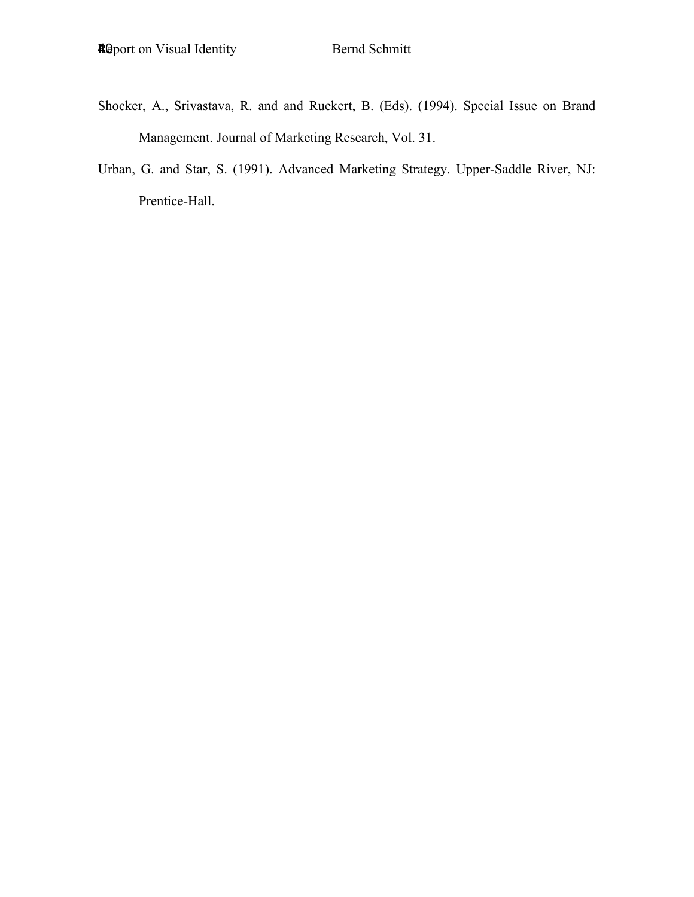Shocker, A., Srivastava, R. and and Ruekert, B. (Eds). (1994). Special Issue on Brand Management. Journal of Marketing Research, Vol. 31.

Urban, G. and Star, S. (1991). Advanced Marketing Strategy. Upper-Saddle River, NJ: Prentice-Hall.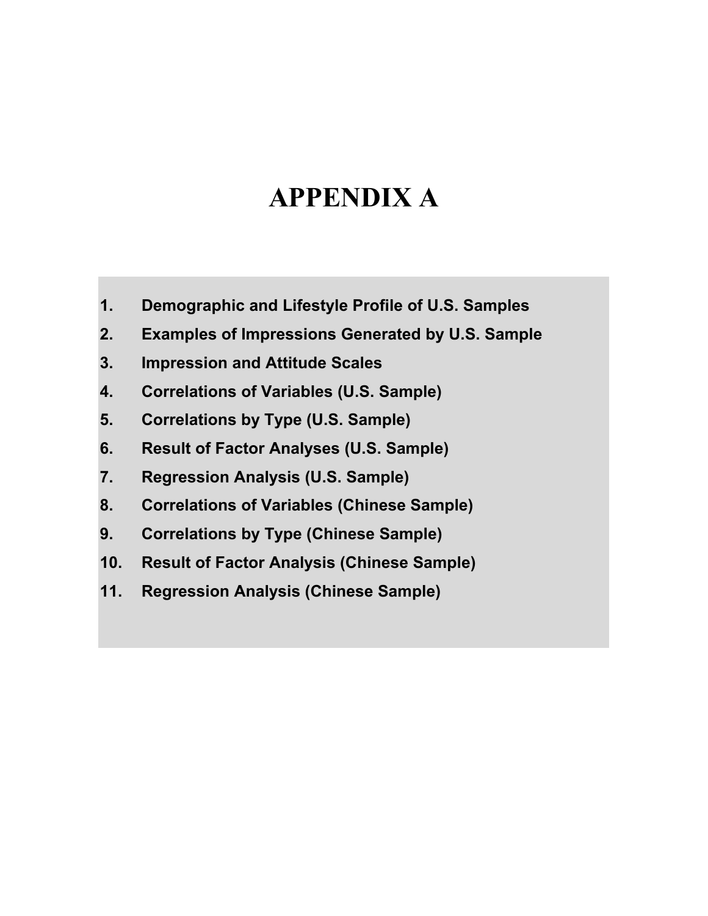# APPENDIX A

1. **Demographic and Lifestyle Profile of U.S. Samples**
2. **Examples of Impressions Generated by U.S. Sample**
3. **Impression and Attitude Scales**
4. **Correlations of Variables (U.S. Sample)**
5. **Correlations by Type (U.S. Sample)**
6. **Result of Factor Analyses (U.S. Sample)**
7. **Regression Analysis (U.S. Sample)**
8. **Correlations of Variables (Chinese Sample)**
9. **Correlations by Type (Chinese Sample)**
10. **Result of Factor Analysis (Chinese Sample)**
11. **Regression Analysis (Chinese Sample)**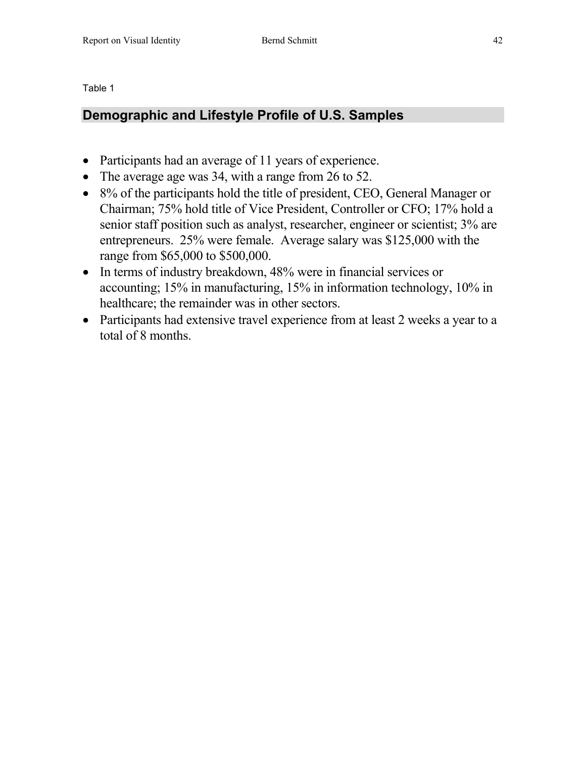Table 1

## Demographic and Lifestyle Profile of U.S. Samples

- Participants had an average of 11 years of experience.
- The average age was 34, with a range from 26 to 52.
- 8% of the participants hold the title of president, CEO, General Manager or Chairman; 75% hold title of Vice President, Controller or CFO; 17% hold a senior staff position such as analyst, researcher, engineer or scientist; 3% are entrepreneurs. 25% were female. Average salary was $125,000 with the range from $65,000 to $500,000.
- In terms of industry breakdown, 48% were in financial services or accounting; 15% in manufacturing, 15% in information technology, 10% in healthcare; the remainder was in other sectors.
- Participants had extensive travel experience from at least 2 weeks a year to a total of 8 months.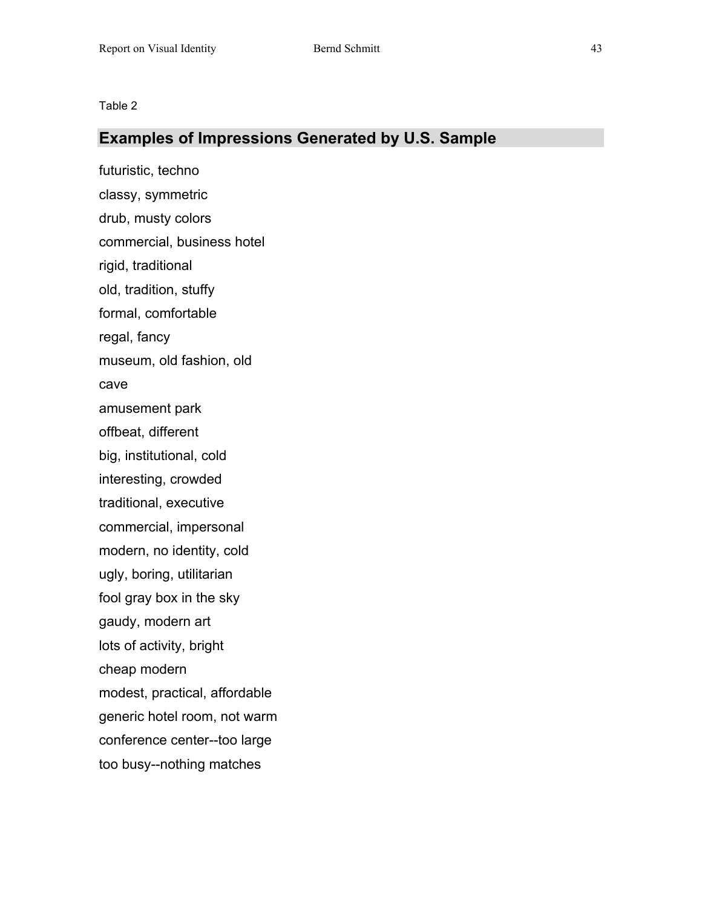Table 2

## Examples of Impressions Generated by U.S. Sample

futuristic, techno

classy, symmetric

drub, musty colors

commercial, business hotel

rigid, traditional

old, tradition, stuffy

formal, comfortable

regal, fancy

museum, old fashion, old

cave

amusement park

offbeat, different

big, institutional, cold

interesting, crowded

traditional, executive

commercial, impersonal

modern, no identity, cold

ugly, boring, utilitarian

fool gray box in the sky

gaudy, modern art

lots of activity, bright

cheap modern

modest, practical, affordable

generic hotel room, not warm

conference center--too large

too busy--nothing matches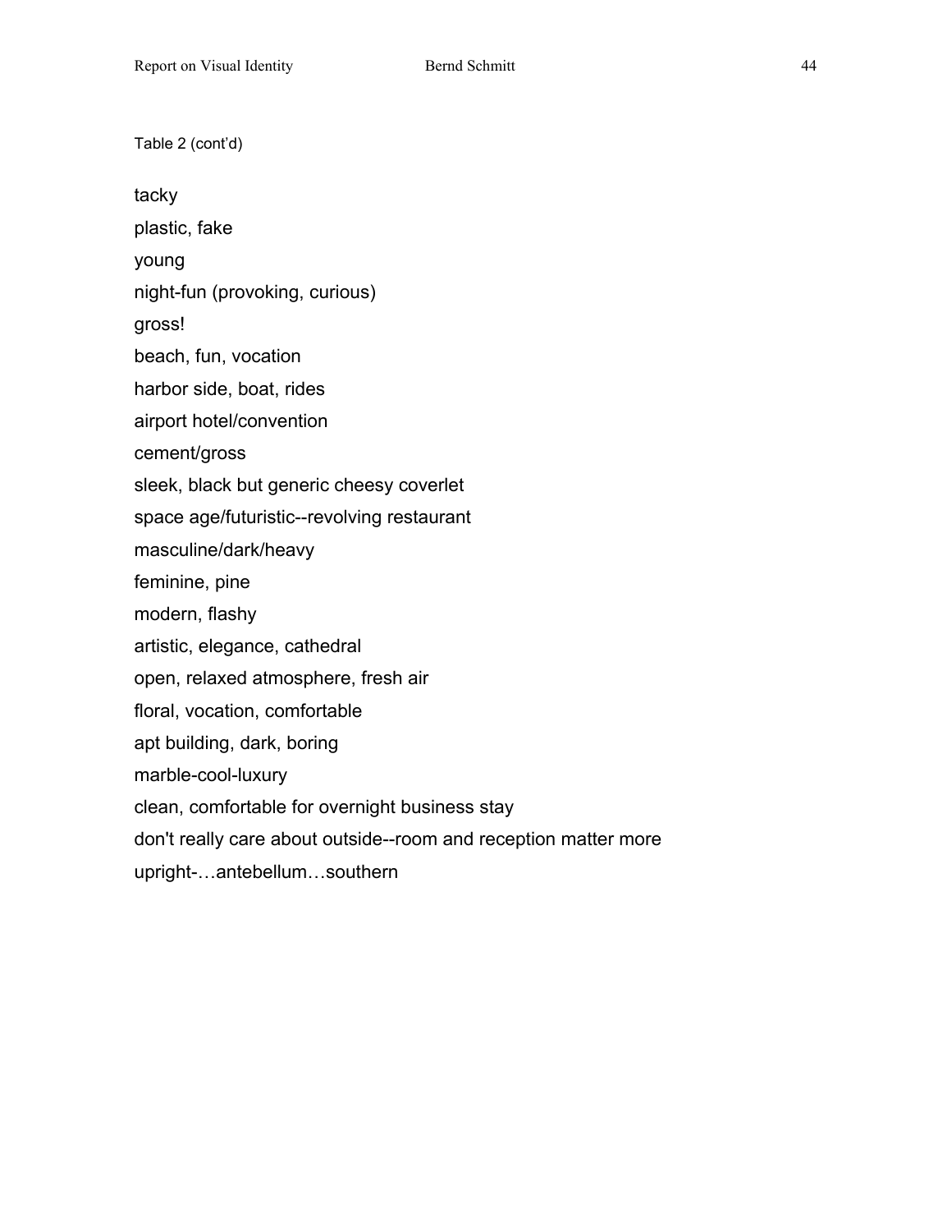Table 2 (cont'd)

tacky

plastic, fake

young

night-fun (provoking, curious)

gross!

beach, fun, vocation

harbor side, boat, rides

airport hotel/convention

cement/gross

sleek, black but generic cheesy coverlet

space age/futuristic--revolving restaurant

masculine/dark/heavy

feminine, pine

modern, flashy

artistic, elegance, cathedral

open, relaxed atmosphere, fresh air

floral, vocation, comfortable

apt building, dark, boring

marble-cool-luxury

clean, comfortable for overnight business stay

don't really care about outside--room and reception matter more

upright-…antebellum…southern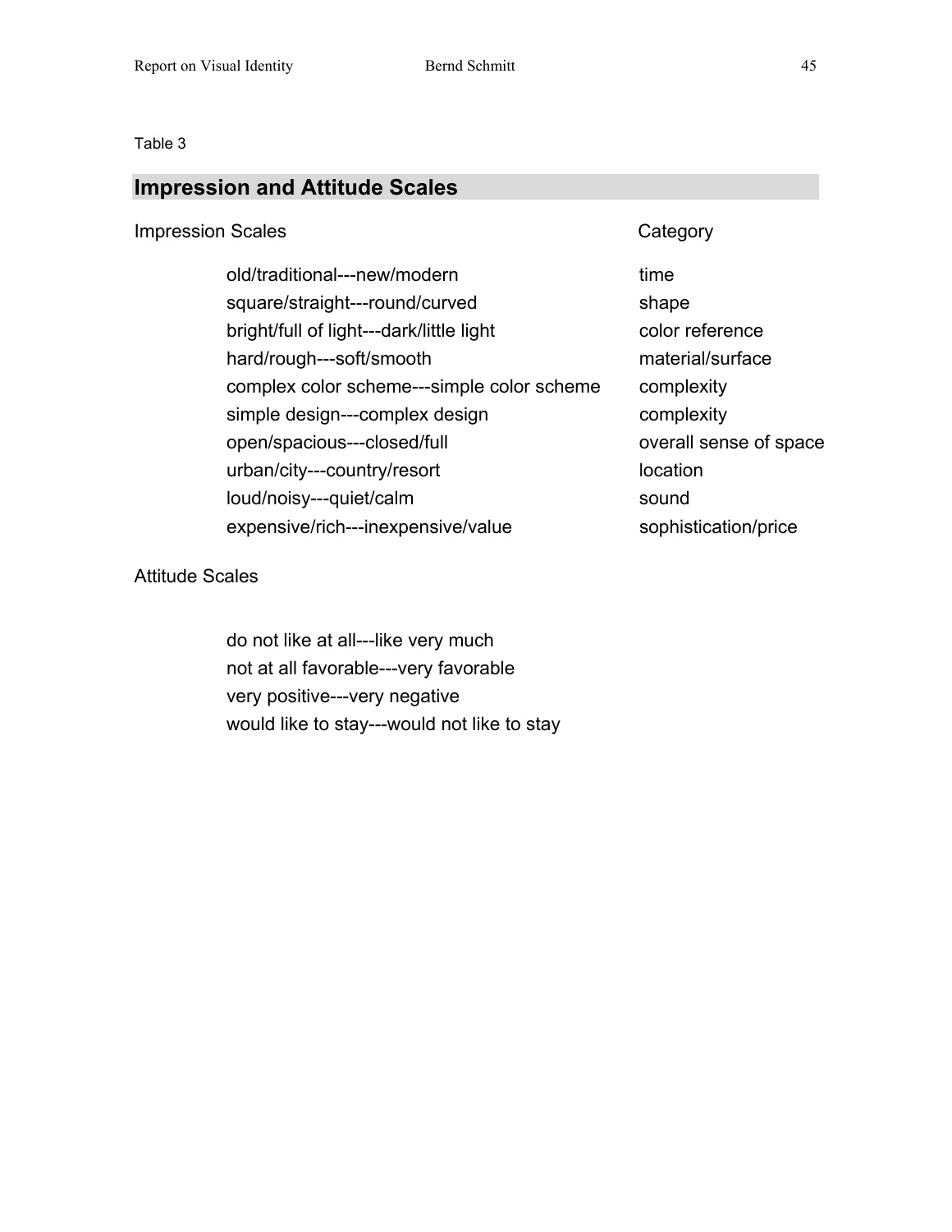Table 3

## Impression and Attitude Scales

| Impression Scales | Category |
| --- | --- |
| old/traditional---new/modern | time |
| square/straight---round/curved | shape |
| bright/full of light---dark/little light | color reference |
| hard/rough---soft/smooth | material/surface |
| complex color scheme---simple color scheme | complexity |
| simple design---complex design | complexity |
| open/spacious---closed/full | overall sense of space |
| urban/city---country/resort | location |
| loud/noisy---quiet/calm | sound |
| expensive/rich---inexpensive/value | sophistication/price |

Attitude Scales

do not like at all---like very much
not at all favorable---very favorable
very positive---very negative
would like to stay---would not like to stay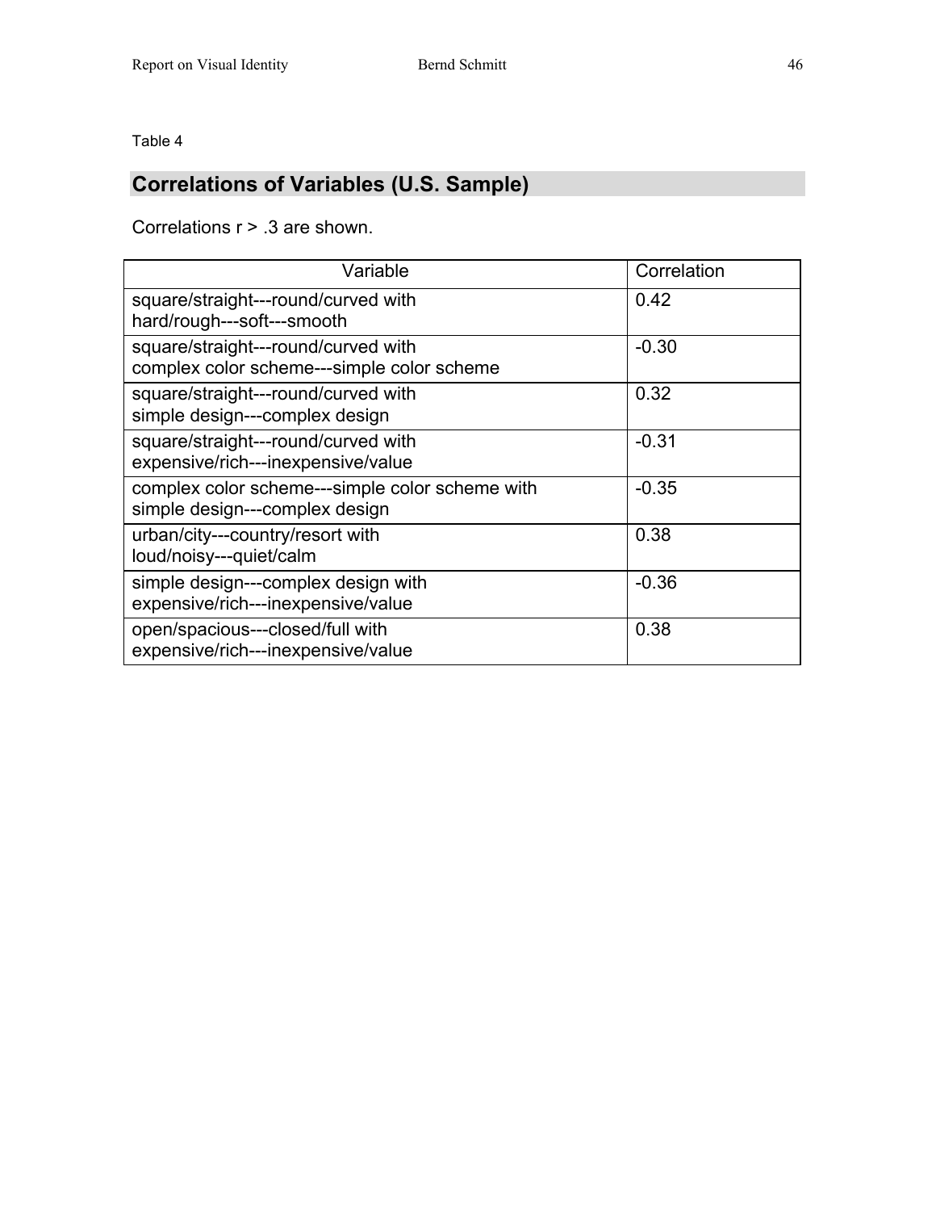Table 4

## Correlations of Variables (U.S. Sample)

Correlations r > .3 are shown.

| Variable | Correlation |
|---|---|
| square/straight---round/curved with hard/rough---soft---smooth | 0.42 |
| square/straight---round/curved with complex color scheme---simple color scheme | -0.30 |
| square/straight---round/curved with simple design---complex design | 0.32 |
| square/straight---round/curved with expensive/rich---inexpensive/value | -0.31 |
| complex color scheme---simple color scheme with simple design---complex design | -0.35 |
| urban/city---country/resort with loud/noisy---quiet/calm | 0.38 |
| simple design---complex design with expensive/rich---inexpensive/value | -0.36 |
| open/spacious---closed/full with expensive/rich---inexpensive/value | 0.38 |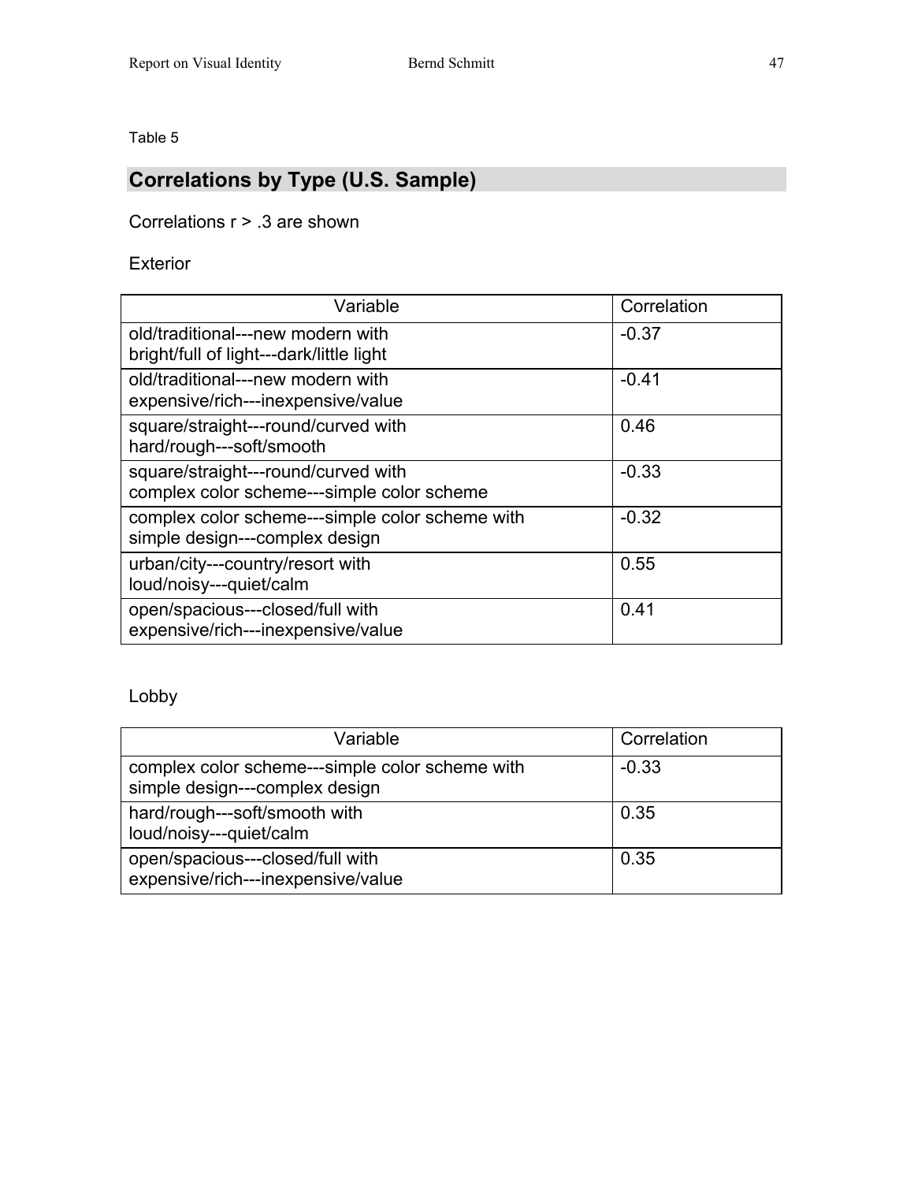Table 5

## Correlations by Type (U.S. Sample)

Correlations r > .3 are shown

Exterior

| Variable | Correlation |
|---|---|
| old/traditional---new modern with bright/full of light---dark/little light | -0.37 |
| old/traditional---new modern with expensive/rich---inexpensive/value | -0.41 |
| square/straight---round/curved with hard/rough---soft/smooth | 0.46 |
| square/straight---round/curved with complex color scheme---simple color scheme | -0.33 |
| complex color scheme---simple color scheme with simple design---complex design | -0.32 |
| urban/city---country/resort with loud/noisy---quiet/calm | 0.55 |
| open/spacious---closed/full with expensive/rich---inexpensive/value | 0.41 |

Lobby

| Variable | Correlation |
|---|---|
| complex color scheme---simple color scheme with simple design---complex design | -0.33 |
| hard/rough---soft/smooth with loud/noisy---quiet/calm | 0.35 |
| open/spacious---closed/full with expensive/rich---inexpensive/value | 0.35 |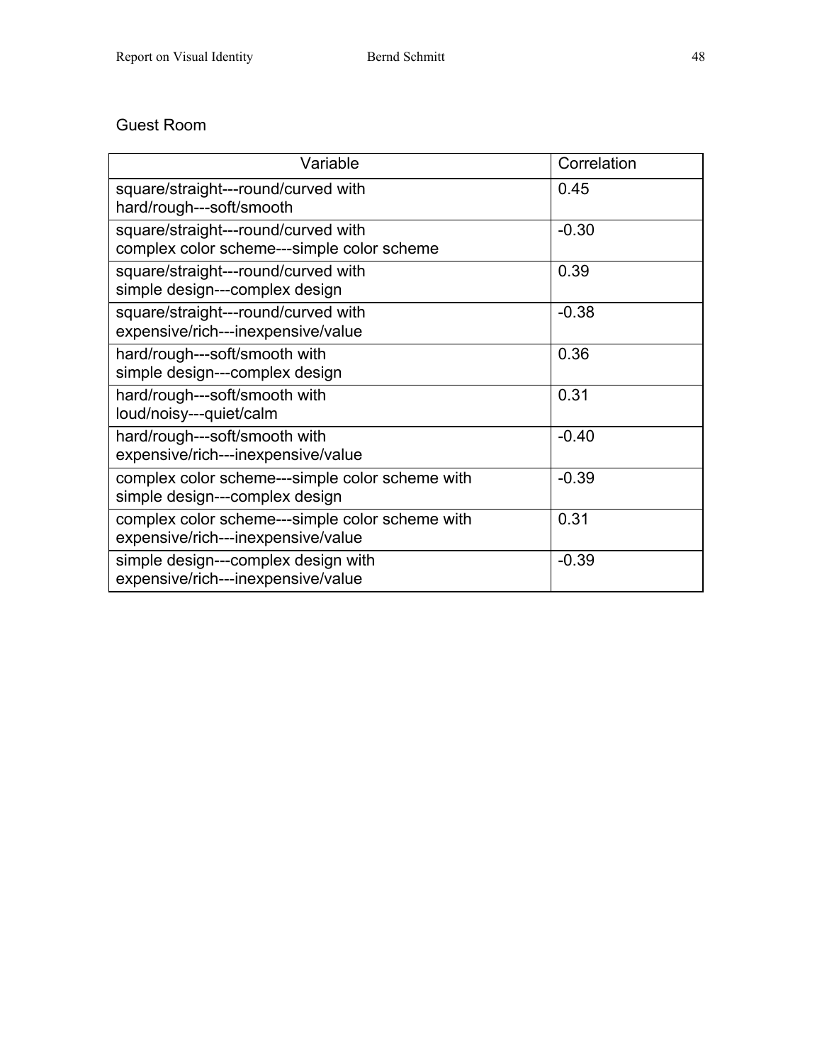Guest Room

| Variable | Correlation |
|---|---|
| square/straight---round/curved with hard/rough---soft/smooth | 0.45 |
| square/straight---round/curved with complex color scheme---simple color scheme | -0.30 |
| square/straight---round/curved with simple design---complex design | 0.39 |
| square/straight---round/curved with expensive/rich---inexpensive/value | -0.38 |
| hard/rough---soft/smooth with simple design---complex design | 0.36 |
| hard/rough---soft/smooth with loud/noisy---quiet/calm | 0.31 |
| hard/rough---soft/smooth with expensive/rich---inexpensive/value | -0.40 |
| complex color scheme---simple color scheme with simple design---complex design | -0.39 |
| complex color scheme---simple color scheme with expensive/rich---inexpensive/value | 0.31 |
| simple design---complex design with expensive/rich---inexpensive/value | -0.39 |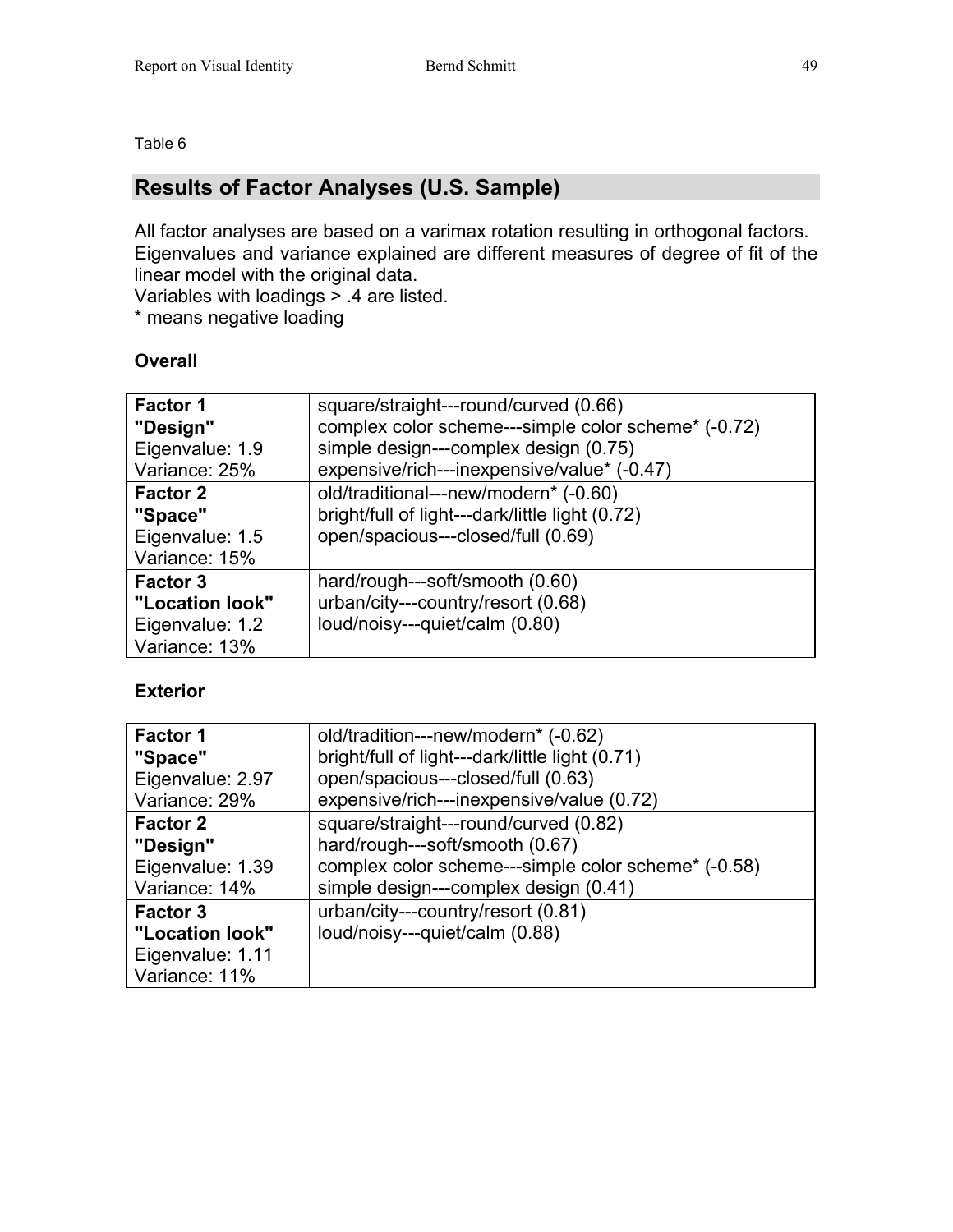Table 6

## Results of Factor Analyses (U.S. Sample)

All factor analyses are based on a varimax rotation resulting in orthogonal factors. Eigenvalues and variance explained are different measures of degree of fit of the linear model with the original data.
Variables with loadings > .4 are listed.
* means negative loading

**Overall**

| | |
|---|---|
| **Factor 1** **"Design"** Eigenvalue: 1.9 Variance: 25% | square/straight---round/curved (0.66) complex color scheme---simple color scheme* (-0.72) simple design---complex design (0.75) expensive/rich---inexpensive/value* (-0.47) |
| **Factor 2** **"Space"** Eigenvalue: 1.5 Variance: 15% | old/traditional---new/modern* (-0.60) bright/full of light---dark/little light (0.72) open/spacious---closed/full (0.69) |
| **Factor 3** **"Location look"** Eigenvalue: 1.2 Variance: 13% | hard/rough---soft/smooth (0.60) urban/city---country/resort (0.68) loud/noisy---quiet/calm (0.80) |

**Exterior**

| | |
|---|---|
| **Factor 1** **"Space"** Eigenvalue: 2.97 Variance: 29% | old/tradition---new/modern* (-0.62) bright/full of light---dark/little light (0.71) open/spacious---closed/full (0.63) expensive/rich---inexpensive/value (0.72) |
| **Factor 2** **"Design"** Eigenvalue: 1.39 Variance: 14% | square/straight---round/curved (0.82) hard/rough---soft/smooth (0.67) complex color scheme---simple color scheme* (-0.58) simple design---complex design (0.41) |
| **Factor 3** **"Location look"** Eigenvalue: 1.11 Variance: 11% | urban/city---country/resort (0.81) loud/noisy---quiet/calm (0.88) |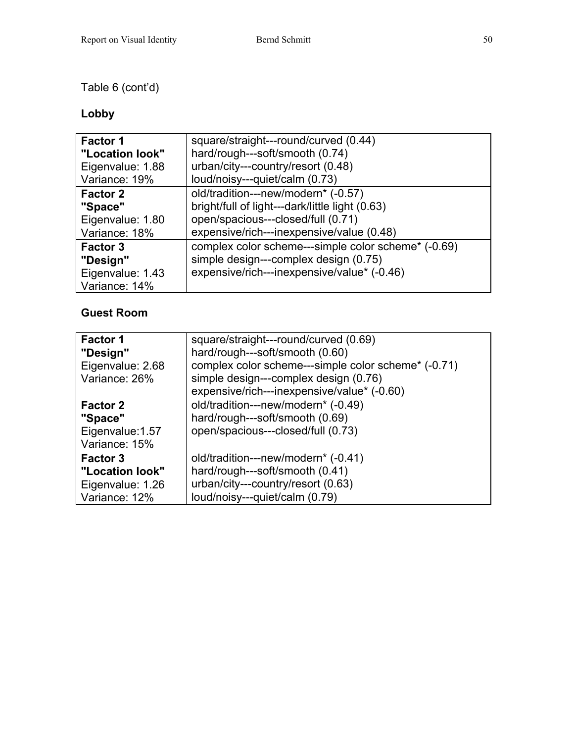Table 6 (cont'd)

**Lobby**

| | |
|---|---|
| **Factor 1**<br>**"Location look"**<br>Eigenvalue: 1.88<br>Variance: 19% | square/straight---round/curved (0.44)<br>hard/rough---soft/smooth (0.74)<br>urban/city---country/resort (0.48)<br>loud/noisy---quiet/calm (0.73) |
| **Factor 2**<br>**"Space"**<br>Eigenvalue: 1.80<br>Variance: 18% | old/tradition---new/modern* (-0.57)<br>bright/full of light---dark/little light (0.63)<br>open/spacious---closed/full (0.71)<br>expensive/rich---inexpensive/value (0.48) |
| **Factor 3**<br>**"Design"**<br>Eigenvalue: 1.43<br>Variance: 14% | complex color scheme---simple color scheme* (-0.69)<br>simple design---complex design (0.75)<br>expensive/rich---inexpensive/value* (-0.46) |

**Guest Room**

| | |
|---|---|
| **Factor 1**<br>**"Design"**<br>Eigenvalue: 2.68<br>Variance: 26% | square/straight---round/curved (0.69)<br>hard/rough---soft/smooth (0.60)<br>complex color scheme---simple color scheme* (-0.71)<br>simple design---complex design (0.76)<br>expensive/rich---inexpensive/value* (-0.60) |
| **Factor 2**<br>**"Space"**<br>Eigenvalue:1.57<br>Variance: 15% | old/tradition---new/modern* (-0.49)<br>hard/rough---soft/smooth (0.69)<br>open/spacious---closed/full (0.73) |
| **Factor 3**<br>**"Location look"**<br>Eigenvalue: 1.26<br>Variance: 12% | old/tradition---new/modern* (-0.41)<br>hard/rough---soft/smooth (0.41)<br>urban/city---country/resort (0.63)<br>loud/noisy---quiet/calm (0.79) |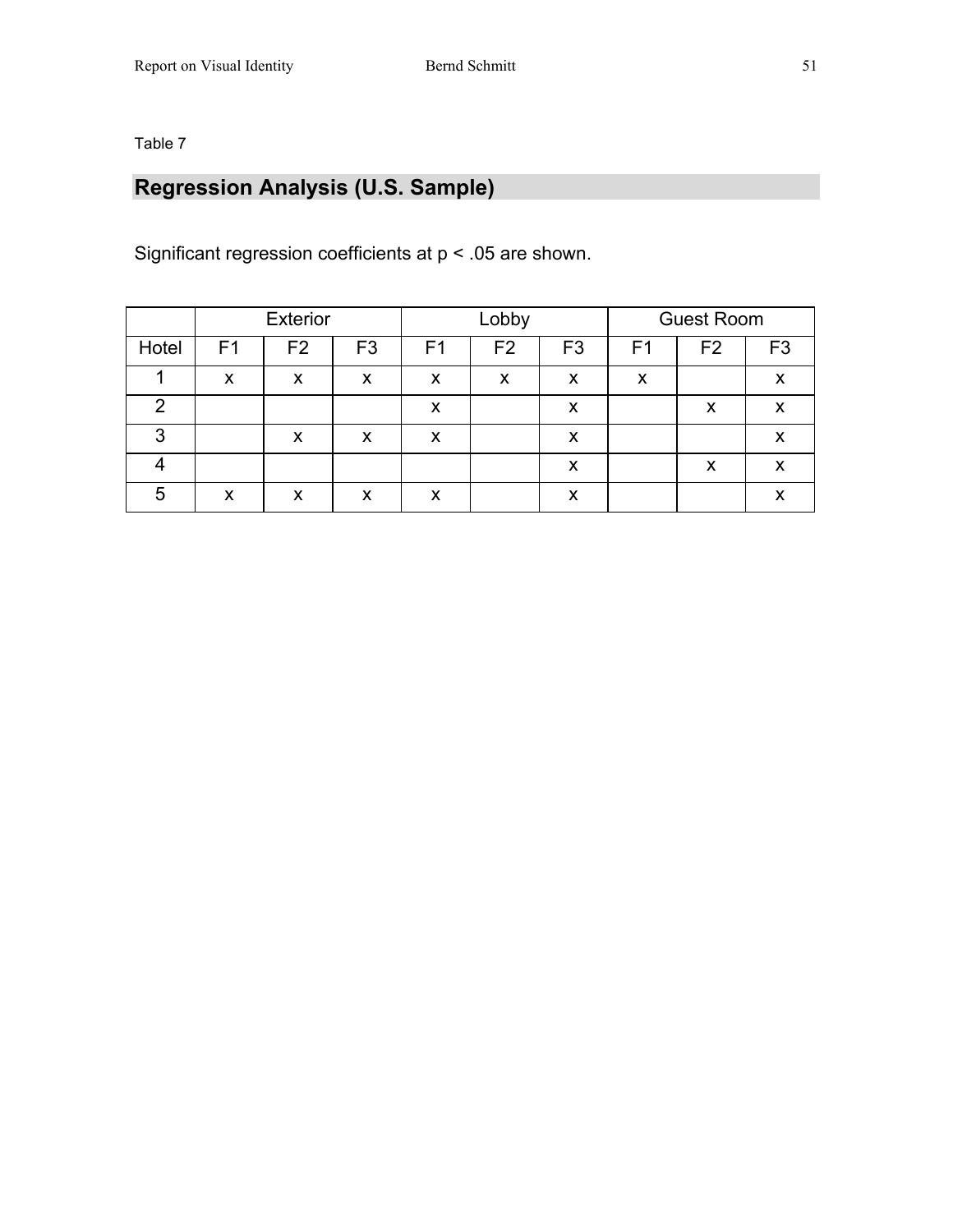Table 7

## Regression Analysis (U.S. Sample)

Significant regression coefficients at $p < .05$ are shown.

| | Exterior | | | Lobby | | | Guest Room | | |
|---|---|---|---|---|---|---|---|---|---|
| Hotel | F1 | F2 | F3 | F1 | F2 | F3 | F1 | F2 | F3 |
| 1 | x | x | x | x | x | x | x | | x |
| 2 | | | | x | | x | | x | x |
| 3 | | x | x | x | | x | | | x |
| 4 | | | | | | x | | x | x |
| 5 | x | x | x | x | | x | | | x |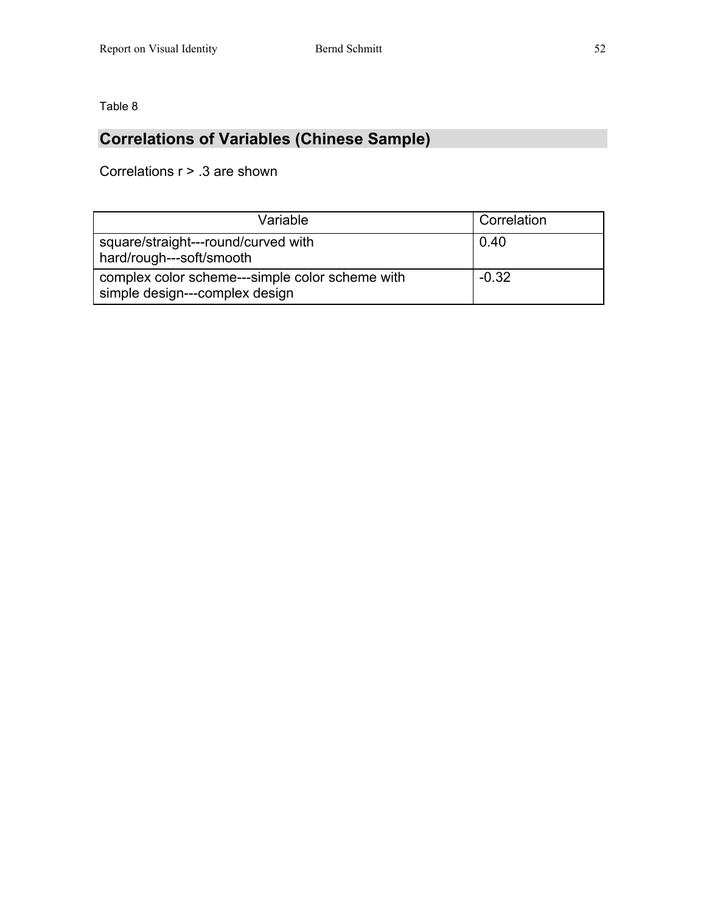Table 8

## Correlations of Variables (Chinese Sample)

Correlations r > .3 are shown

| Variable | Correlation |
|---|---|
| square/straight---round/curved with hard/rough---soft/smooth | 0.40 |
| complex color scheme---simple color scheme with simple design---complex design | -0.32 |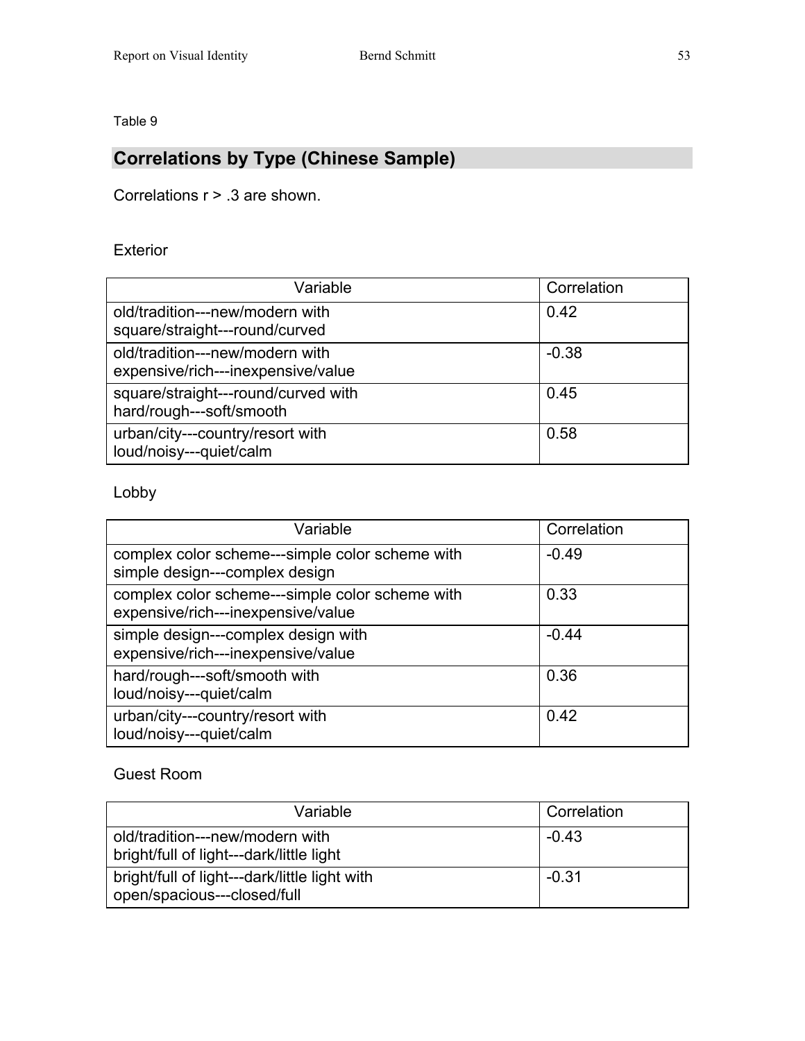Table 9

## Correlations by Type (Chinese Sample)

Correlations r > .3 are shown.

Exterior

| Variable | Correlation |
|---|---|
| old/tradition---new/modern with square/straight---round/curved | 0.42 |
| old/tradition---new/modern with expensive/rich---inexpensive/value | -0.38 |
| square/straight---round/curved with hard/rough---soft/smooth | 0.45 |
| urban/city---country/resort with loud/noisy---quiet/calm | 0.58 |

Lobby

| Variable | Correlation |
|---|---|
| complex color scheme---simple color scheme with simple design---complex design | -0.49 |
| complex color scheme---simple color scheme with expensive/rich---inexpensive/value | 0.33 |
| simple design---complex design with expensive/rich---inexpensive/value | -0.44 |
| hard/rough---soft/smooth with loud/noisy---quiet/calm | 0.36 |
| urban/city---country/resort with loud/noisy---quiet/calm | 0.42 |

Guest Room

| Variable | Correlation |
|---|---|
| old/tradition---new/modern with bright/full of light---dark/little light | -0.43 |
| bright/full of light---dark/little light with open/spacious---closed/full | -0.31 |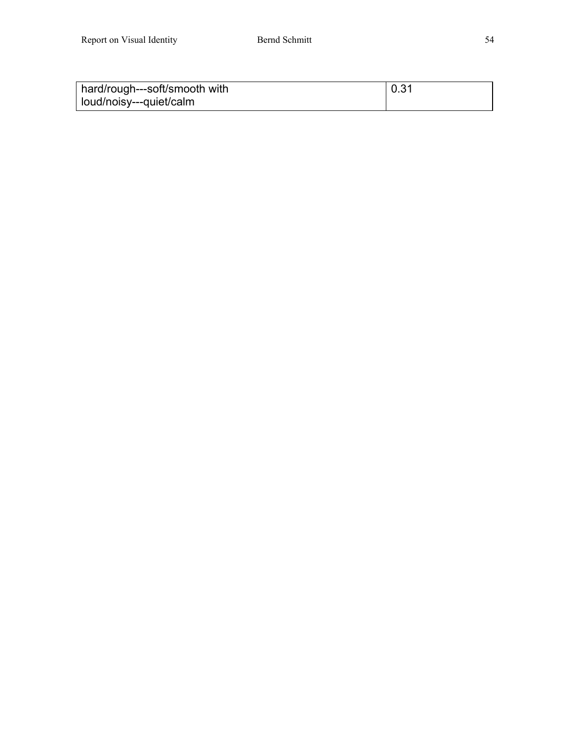| hard/rough---soft/smooth with loud/noisy---quiet/calm | 0.31 |
| --- | --- |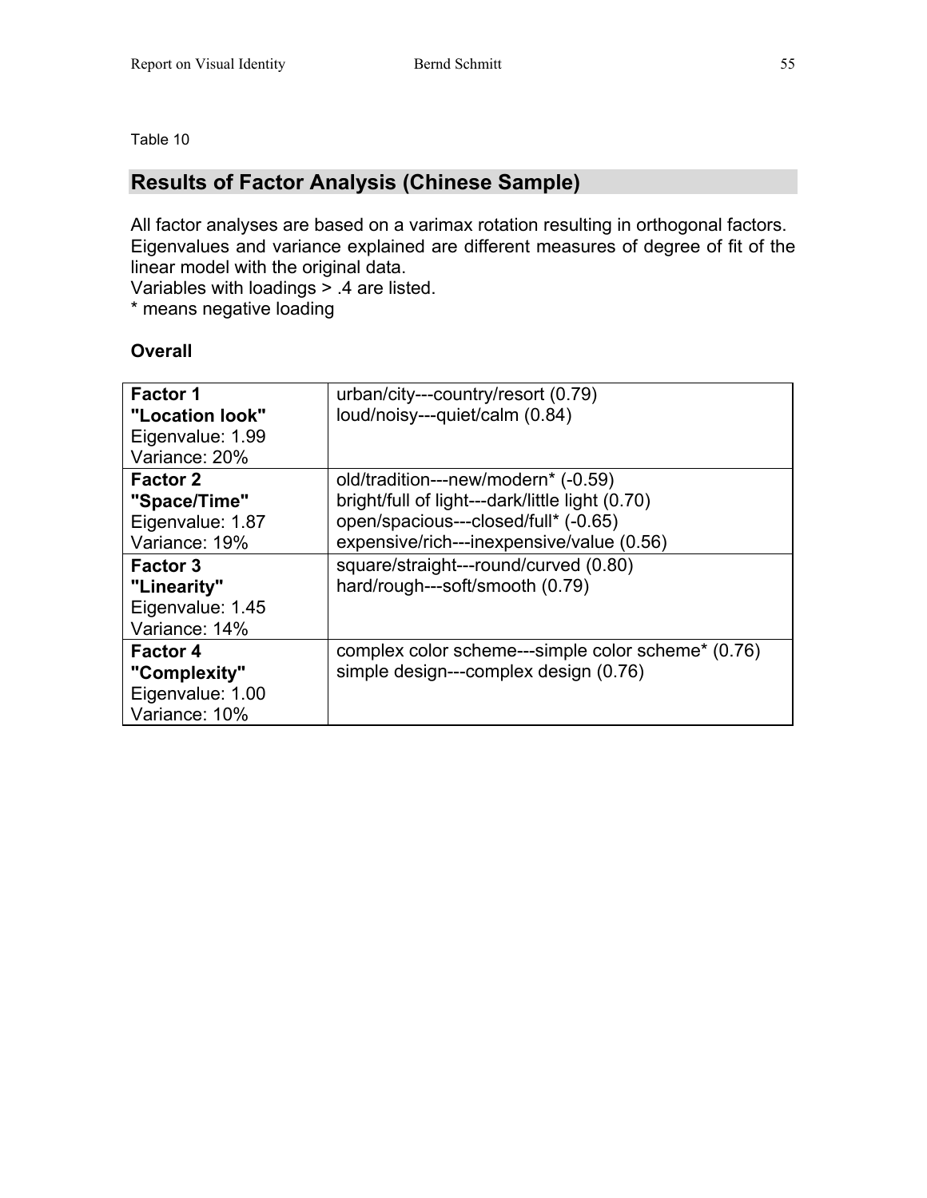Table 10

## Results of Factor Analysis (Chinese Sample)

All factor analyses are based on a varimax rotation resulting in orthogonal factors. Eigenvalues and variance explained are different measures of degree of fit of the linear model with the original data.
Variables with loadings > .4 are listed.
* means negative loading

**Overall**

| Factor | Variables |
|---|---|
| **Factor 1**<br>**"Location look"**<br>Eigenvalue: 1.99<br>Variance: 20% | urban/city---country/resort (0.79)<br>loud/noisy---quiet/calm (0.84) |
| **Factor 2**<br>**"Space/Time"**<br>Eigenvalue: 1.87<br>Variance: 19% | old/tradition---new/modern* (-0.59)<br>bright/full of light---dark/little light (0.70)<br>open/spacious---closed/full* (-0.65)<br>expensive/rich---inexpensive/value (0.56) |
| **Factor 3**<br>**"Linearity"**<br>Eigenvalue: 1.45<br>Variance: 14% | square/straight---round/curved (0.80)<br>hard/rough---soft/smooth (0.79) |
| **Factor 4**<br>**"Complexity"**<br>Eigenvalue: 1.00<br>Variance: 10% | complex color scheme---simple color scheme* (0.76)<br>simple design---complex design (0.76) |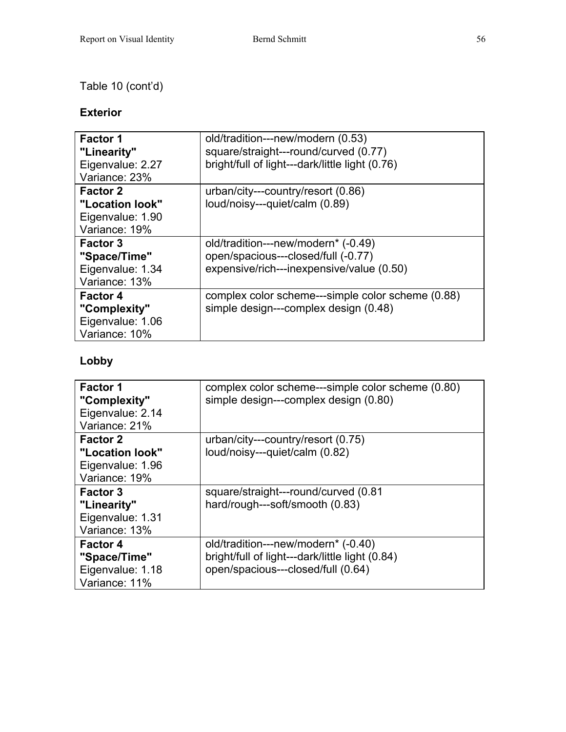Table 10 (cont'd)

**Exterior**

| | |
|---|---|
| **Factor 1** **"Linearity"** Eigenvalue: 2.27 Variance: 23% | old/tradition---new/modern (0.53) square/straight---round/curved (0.77) bright/full of light---dark/little light (0.76) |
| **Factor 2** **"Location look"** Eigenvalue: 1.90 Variance: 19% | urban/city---country/resort (0.86) loud/noisy---quiet/calm (0.89) |
| **Factor 3** **"Space/Time"** Eigenvalue: 1.34 Variance: 13% | old/tradition---new/modern* (-0.49) open/spacious---closed/full (-0.77) expensive/rich---inexpensive/value (0.50) |
| **Factor 4** **"Complexity"** Eigenvalue: 1.06 Variance: 10% | complex color scheme---simple color scheme (0.88) simple design---complex design (0.48) |

**Lobby**

| | |
|---|---|
| **Factor 1** **"Complexity"** Eigenvalue: 2.14 Variance: 21% | complex color scheme---simple color scheme (0.80) simple design---complex design (0.80) |
| **Factor 2** **"Location look"** Eigenvalue: 1.96 Variance: 19% | urban/city---country/resort (0.75) loud/noisy---quiet/calm (0.82) |
| **Factor 3** **"Linearity"** Eigenvalue: 1.31 Variance: 13% | square/straight---round/curved (0.81 hard/rough---soft/smooth (0.83) |
| **Factor 4** **"Space/Time"** Eigenvalue: 1.18 Variance: 11% | old/tradition---new/modern* (-0.40) bright/full of light---dark/little light (0.84) open/spacious---closed/full (0.64) |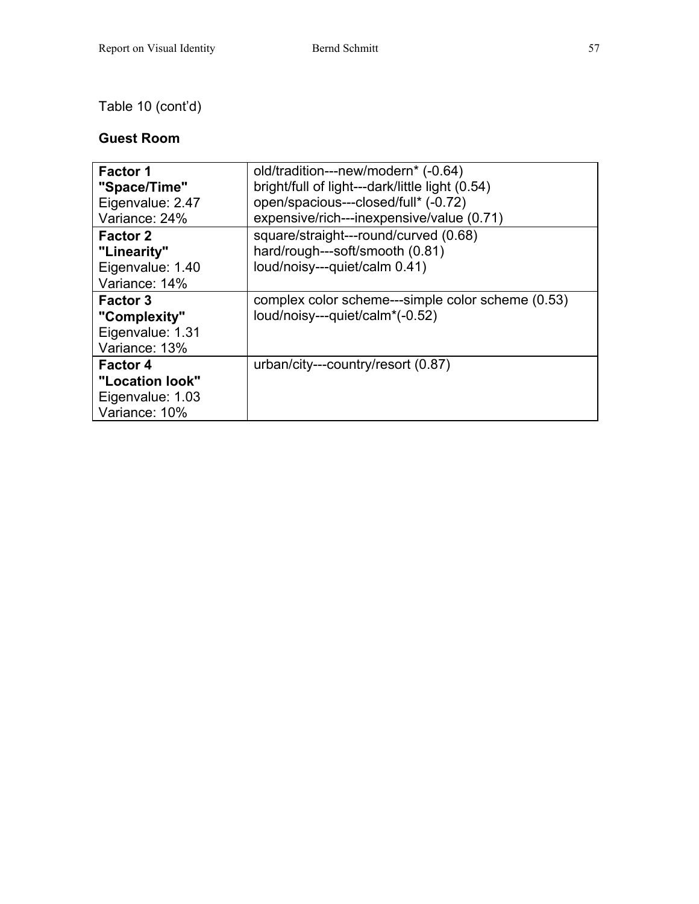Table 10 (cont'd)

**Guest Room**

| | |
|---|---|
| **Factor 1**<br>**"Space/Time"**<br>Eigenvalue: 2.47<br>Variance: 24% | old/tradition---new/modern* (-0.64)<br>bright/full of light---dark/little light (0.54)<br>open/spacious---closed/full* (-0.72)<br>expensive/rich---inexpensive/value (0.71) |
| **Factor 2**<br>**"Linearity"**<br>Eigenvalue: 1.40<br>Variance: 14% | square/straight---round/curved (0.68)<br>hard/rough---soft/smooth (0.81)<br>loud/noisy---quiet/calm 0.41) |
| **Factor 3**<br>**"Complexity"**<br>Eigenvalue: 1.31<br>Variance: 13% | complex color scheme---simple color scheme (0.53)<br>loud/noisy---quiet/calm*(-0.52) |
| **Factor 4**<br>**"Location look"**<br>Eigenvalue: 1.03<br>Variance: 10% | urban/city---country/resort (0.87) |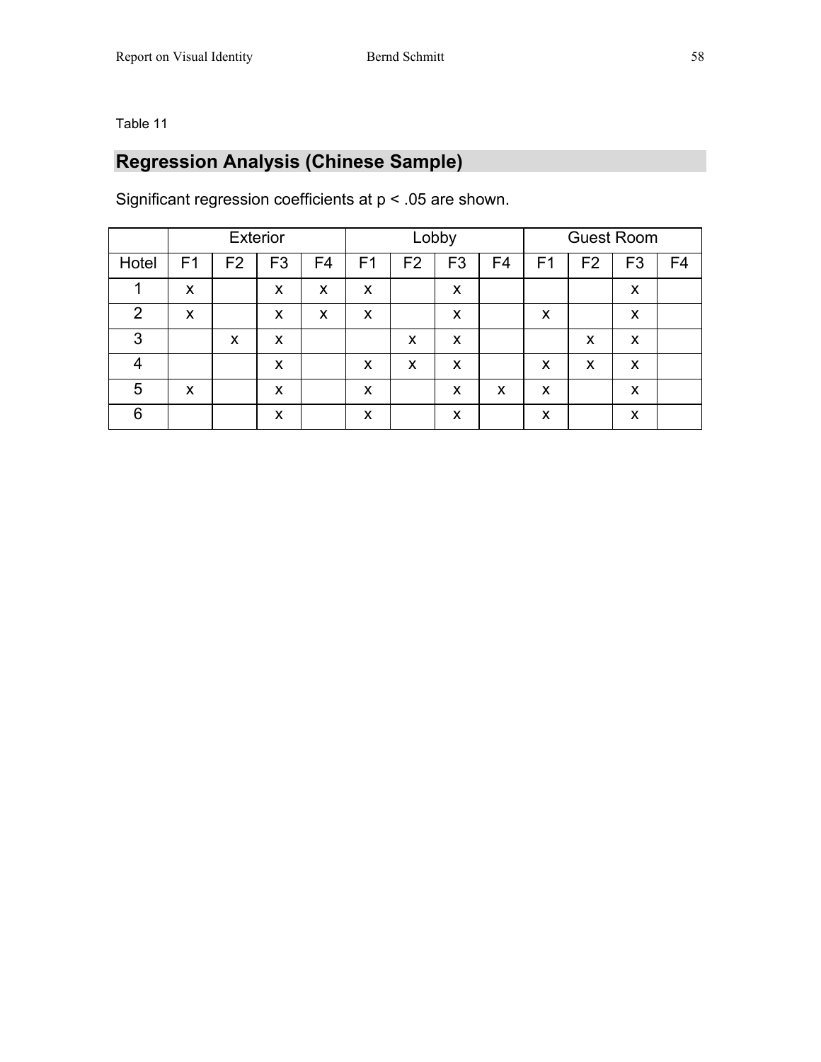Table 11

## Regression Analysis (Chinese Sample)

Significant regression coefficients at $p < .05$ are shown.

| | Exterior | | | | Lobby | | | | Guest Room | | | |
|---|---|---|---|---|---|---|---|---|---|---|---|---|
| Hotel | F1 | F2 | F3 | F4 | F1 | F2 | F3 | F4 | F1 | F2 | F3 | F4 |
| 1 | x | | x | x | x | | x | | | | x | |
| 2 | x | | x | x | x | | x | | x | | x | |
| 3 | | x | x | | | x | x | | | x | x | |
| 4 | | | x | | x | x | x | | x | x | x | |
| 5 | x | | x | | x | | x | x | x | | x | |
| 6 | | | x | | x | | x | | x | | x | |